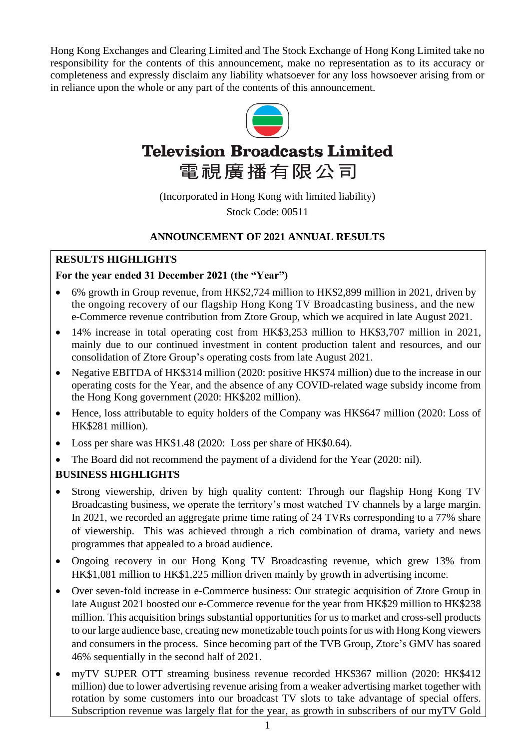Hong Kong Exchanges and Clearing Limited and The Stock Exchange of Hong Kong Limited take no responsibility for the contents of this announcement, make no representation as to its accuracy or completeness and expressly disclaim any liability whatsoever for any loss howsoever arising from or in reliance upon the whole or any part of the contents of this announcement.

# Television Broadcasts Limited
# 電視廣播有限公司

(Incorporated in Hong Kong with limited liability)

Stock Code: 00511

## ANNOUNCEMENT OF 2021 ANNUAL RESULTS

**RESULTS HIGHLIGHTS**

**For the year ended 31 December 2021 (the "Year")**

- 6% growth in Group revenue, from HK$2,724 million to HK$2,899 million in 2021, driven by the ongoing recovery of our flagship Hong Kong TV Broadcasting business, and the new e-Commerce revenue contribution from Ztore Group, which we acquired in late August 2021.
- 14% increase in total operating cost from HK$3,253 million to HK$3,707 million in 2021, mainly due to our continued investment in content production talent and resources, and our consolidation of Ztore Group's operating costs from late August 2021.
- Negative EBITDA of HK$314 million (2020: positive HK$74 million) due to the increase in our operating costs for the Year, and the absence of any COVID-related wage subsidy income from the Hong Kong government (2020: HK$202 million).
- Hence, loss attributable to equity holders of the Company was HK$647 million (2020: Loss of HK$281 million).
- Loss per share was HK$1.48 (2020: Loss per share of HK$0.64).
- The Board did not recommend the payment of a dividend for the Year (2020: nil).

**BUSINESS HIGHLIGHTS**

- Strong viewership, driven by high quality content: Through our flagship Hong Kong TV Broadcasting business, we operate the territory's most watched TV channels by a large margin. In 2021, we recorded an aggregate prime time rating of 24 TVRs corresponding to a 77% share of viewership. This was achieved through a rich combination of drama, variety and news programmes that appealed to a broad audience.
- Ongoing recovery in our Hong Kong TV Broadcasting revenue, which grew 13% from HK$1,081 million to HK$1,225 million driven mainly by growth in advertising income.
- Over seven-fold increase in e-Commerce business: Our strategic acquisition of Ztore Group in late August 2021 boosted our e-Commerce revenue for the year from HK$29 million to HK$238 million. This acquisition brings substantial opportunities for us to market and cross-sell products to our large audience base, creating new monetizable touch points for us with Hong Kong viewers and consumers in the process. Since becoming part of the TVB Group, Ztore's GMV has soared 46% sequentially in the second half of 2021.
- myTV SUPER OTT streaming business revenue recorded HK$367 million (2020: HK$412 million) due to lower advertising revenue arising from a weaker advertising market together with rotation by some customers into our broadcast TV slots to take advantage of special offers. Subscription revenue was largely flat for the year, as growth in subscribers of our myTV Gold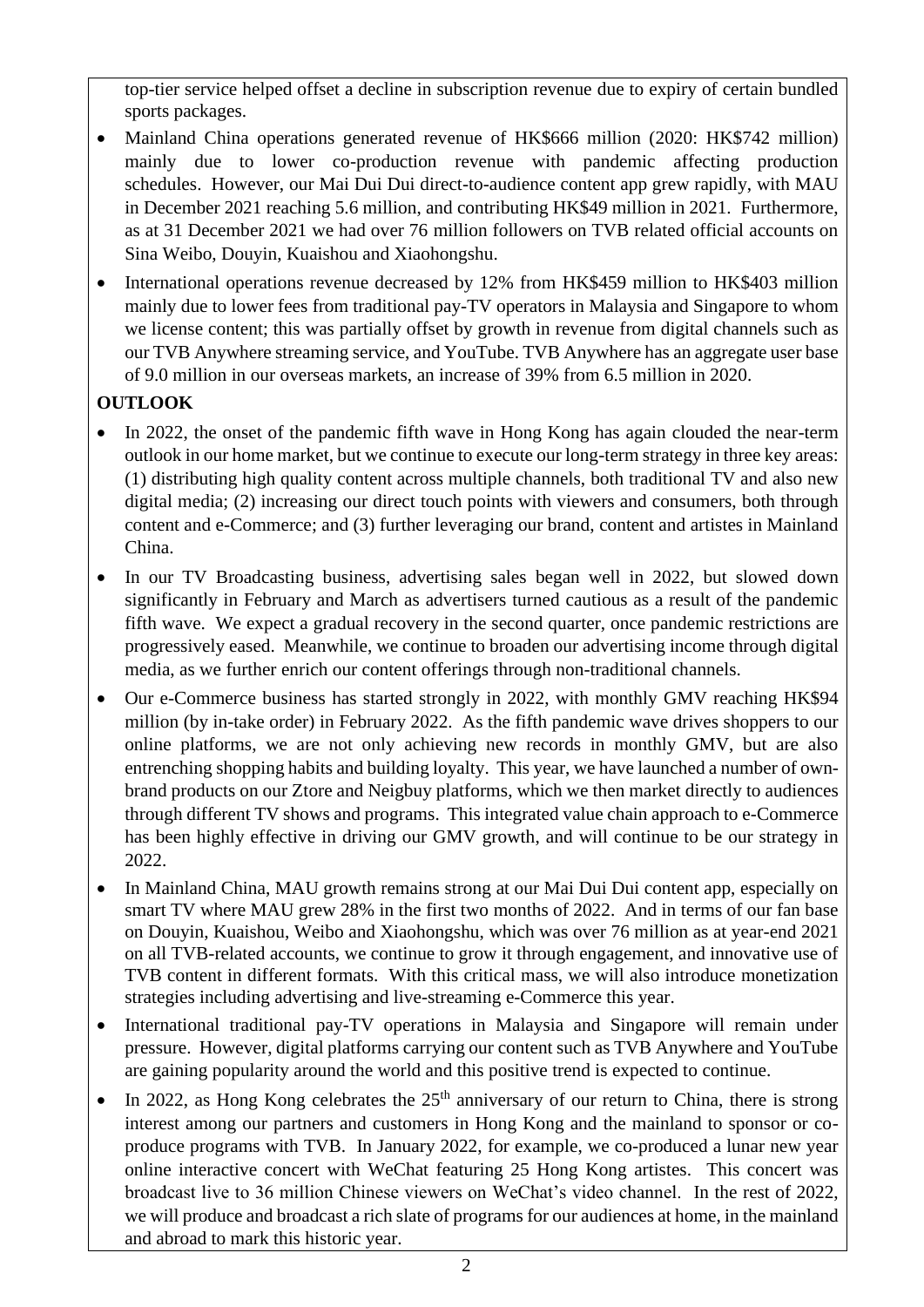top-tier service helped offset a decline in subscription revenue due to expiry of certain bundled sports packages.

- Mainland China operations generated revenue of HK$666 million (2020: HK$742 million) mainly due to lower co-production revenue with pandemic affecting production schedules. However, our Mai Dui Dui direct-to-audience content app grew rapidly, with MAU in December 2021 reaching 5.6 million, and contributing HK$49 million in 2021. Furthermore, as at 31 December 2021 we had over 76 million followers on TVB related official accounts on Sina Weibo, Douyin, Kuaishou and Xiaohongshu.
- International operations revenue decreased by 12% from HK$459 million to HK$403 million mainly due to lower fees from traditional pay-TV operators in Malaysia and Singapore to whom we license content; this was partially offset by growth in revenue from digital channels such as our TVB Anywhere streaming service, and YouTube. TVB Anywhere has an aggregate user base of 9.0 million in our overseas markets, an increase of 39% from 6.5 million in 2020.

**OUTLOOK**

- In 2022, the onset of the pandemic fifth wave in Hong Kong has again clouded the near-term outlook in our home market, but we continue to execute our long-term strategy in three key areas: (1) distributing high quality content across multiple channels, both traditional TV and also new digital media; (2) increasing our direct touch points with viewers and consumers, both through content and e-Commerce; and (3) further leveraging our brand, content and artistes in Mainland China.
- In our TV Broadcasting business, advertising sales began well in 2022, but slowed down significantly in February and March as advertisers turned cautious as a result of the pandemic fifth wave. We expect a gradual recovery in the second quarter, once pandemic restrictions are progressively eased. Meanwhile, we continue to broaden our advertising income through digital media, as we further enrich our content offerings through non-traditional channels.
- Our e-Commerce business has started strongly in 2022, with monthly GMV reaching HK$94 million (by in-take order) in February 2022. As the fifth pandemic wave drives shoppers to our online platforms, we are not only achieving new records in monthly GMV, but are also entrenching shopping habits and building loyalty. This year, we have launched a number of own-brand products on our Ztore and Neigbuy platforms, which we then market directly to audiences through different TV shows and programs. This integrated value chain approach to e-Commerce has been highly effective in driving our GMV growth, and will continue to be our strategy in 2022.
- In Mainland China, MAU growth remains strong at our Mai Dui Dui content app, especially on smart TV where MAU grew 28% in the first two months of 2022. And in terms of our fan base on Douyin, Kuaishou, Weibo and Xiaohongshu, which was over 76 million as at year-end 2021 on all TVB-related accounts, we continue to grow it through engagement, and innovative use of TVB content in different formats. With this critical mass, we will also introduce monetization strategies including advertising and live-streaming e-Commerce this year.
- International traditional pay-TV operations in Malaysia and Singapore will remain under pressure. However, digital platforms carrying our content such as TVB Anywhere and YouTube are gaining popularity around the world and this positive trend is expected to continue.
- In 2022, as Hong Kong celebrates the 25th anniversary of our return to China, there is strong interest among our partners and customers in Hong Kong and the mainland to sponsor or co-produce programs with TVB. In January 2022, for example, we co-produced a lunar new year online interactive concert with WeChat featuring 25 Hong Kong artistes. This concert was broadcast live to 36 million Chinese viewers on WeChat's video channel. In the rest of 2022, we will produce and broadcast a rich slate of programs for our audiences at home, in the mainland and abroad to mark this historic year.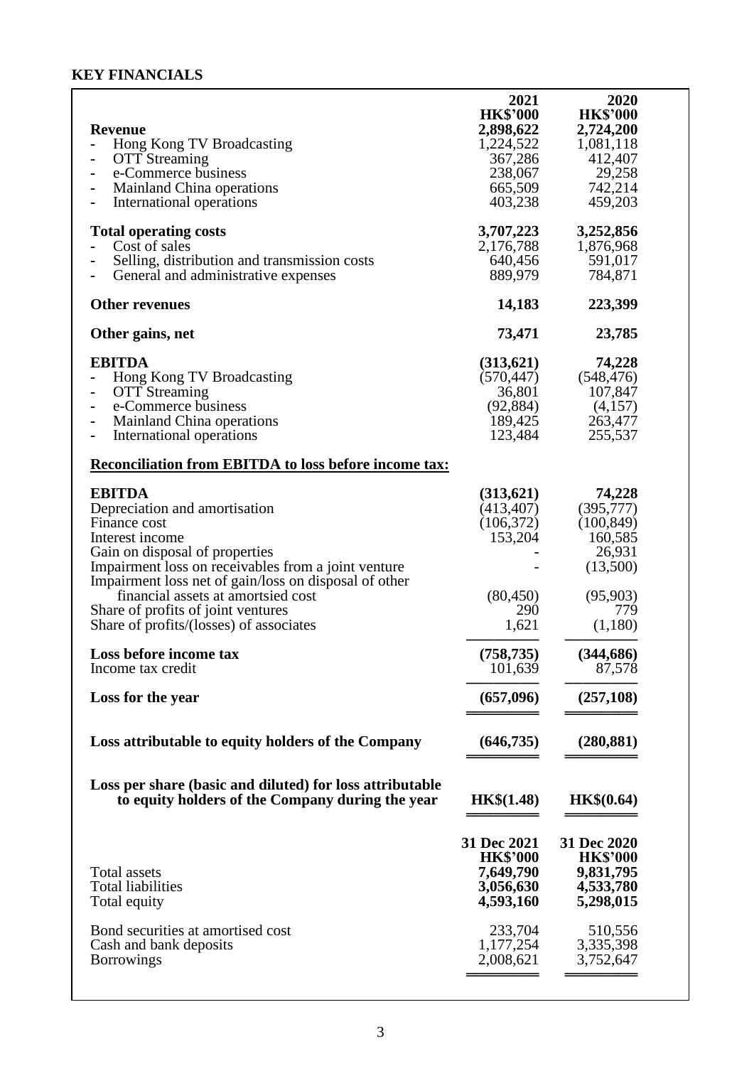## KEY FINANCIALS

| | 2021<br>HK$'000 | 2020<br>HK$'000 |
|---|---|---|
| **Revenue** | **2,898,622** | **2,724,200** |
| - Hong Kong TV Broadcasting | 1,224,522 | 1,081,118 |
| - OTT Streaming | 367,286 | 412,407 |
| - e-Commerce business | 238,067 | 29,258 |
| - Mainland China operations | 665,509 | 742,214 |
| - International operations | 403,238 | 459,203 |
| **Total operating costs** | **3,707,223** | **3,252,856** |
| - Cost of sales | 2,176,788 | 1,876,968 |
| - Selling, distribution and transmission costs | 640,456 | 591,017 |
| - General and administrative expenses | 889,979 | 784,871 |
| **Other revenues** | **14,183** | **223,399** |
| **Other gains, net** | **73,471** | **23,785** |
| **EBITDA** | **(313,621)** | **74,228** |
| - Hong Kong TV Broadcasting | (570,447) | (548,476) |
| - OTT Streaming | 36,801 | 107,847 |
| - e-Commerce business | (92,884) | (4,157) |
| - Mainland China operations | 189,425 | 263,477 |
| - International operations | 123,484 | 255,537 |
| **Reconciliation from EBITDA to loss before income tax:** | | |
| **EBITDA** | **(313,621)** | **74,228** |
| Depreciation and amortisation | (413,407) | (395,777) |
| Finance cost | (106,372) | (100,849) |
| Interest income | 153,204 | 160,585 |
| Gain on disposal of properties | - | 26,931 |
| Impairment loss on receivables from a joint venture | - | (13,500) |
| Impairment loss net of gain/loss on disposal of other financial assets at amortsied cost | (80,450) | (95,903) |
| Share of profits of joint ventures | 290 | 779 |
| Share of profits/(losses) of associates | 1,621 | (1,180) |
| **Loss before income tax** | **(758,735)** | **(344,686)** |
| Income tax credit | 101,639 | 87,578 |
| **Loss for the year** | **(657,096)** | **(257,108)** |
| **Loss attributable to equity holders of the Company** | **(646,735)** | **(280,881)** |
| **Loss per share (basic and diluted) for loss attributable to equity holders of the Company during the year** | **HK$(1.48)** | **HK$(0.64)** |

| | 31 Dec 2021<br>HK$'000 | 31 Dec 2020<br>HK$'000 |
|---|---|---|
| Total assets | **7,649,790** | **9,831,795** |
| Total liabilities | **3,056,630** | **4,533,780** |
| Total equity | **4,593,160** | **5,298,015** |
| Bond securities at amortised cost | 233,704 | 510,556 |
| Cash and bank deposits | 1,177,254 | 3,335,398 |
| Borrowings | 2,008,621 | 3,752,647 |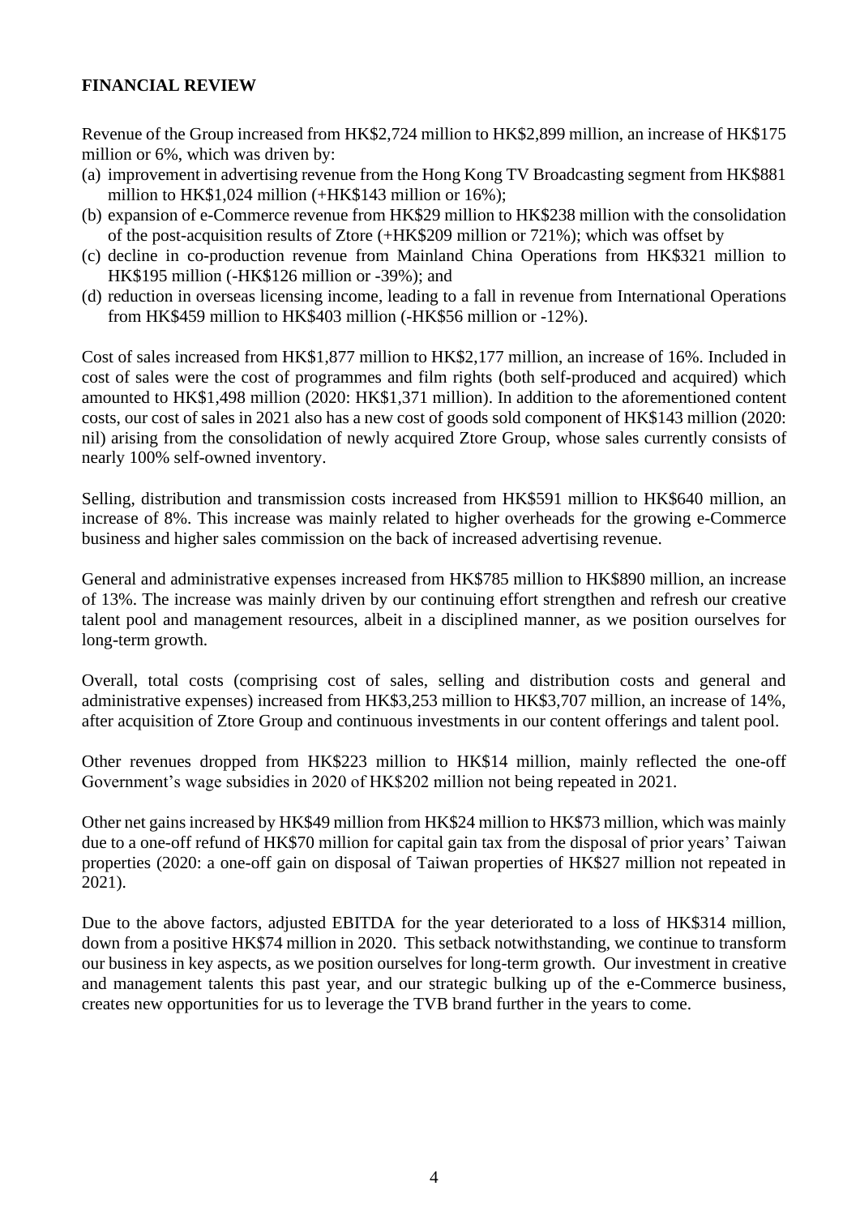**FINANCIAL REVIEW**

Revenue of the Group increased from HK$2,724 million to HK$2,899 million, an increase of HK$175 million or 6%, which was driven by:

(a) improvement in advertising revenue from the Hong Kong TV Broadcasting segment from HK$881 million to HK$1,024 million (+HK$143 million or 16%);
(b) expansion of e-Commerce revenue from HK$29 million to HK$238 million with the consolidation of the post-acquisition results of Ztore (+HK$209 million or 721%); which was offset by
(c) decline in co-production revenue from Mainland China Operations from HK$321 million to HK$195 million (-HK$126 million or -39%); and
(d) reduction in overseas licensing income, leading to a fall in revenue from International Operations from HK$459 million to HK$403 million (-HK$56 million or -12%).

Cost of sales increased from HK$1,877 million to HK$2,177 million, an increase of 16%. Included in cost of sales were the cost of programmes and film rights (both self-produced and acquired) which amounted to HK$1,498 million (2020: HK$1,371 million). In addition to the aforementioned content costs, our cost of sales in 2021 also has a new cost of goods sold component of HK$143 million (2020: nil) arising from the consolidation of newly acquired Ztore Group, whose sales currently consists of nearly 100% self-owned inventory.

Selling, distribution and transmission costs increased from HK$591 million to HK$640 million, an increase of 8%. This increase was mainly related to higher overheads for the growing e-Commerce business and higher sales commission on the back of increased advertising revenue.

General and administrative expenses increased from HK$785 million to HK$890 million, an increase of 13%. The increase was mainly driven by our continuing effort strengthen and refresh our creative talent pool and management resources, albeit in a disciplined manner, as we position ourselves for long-term growth.

Overall, total costs (comprising cost of sales, selling and distribution costs and general and administrative expenses) increased from HK$3,253 million to HK$3,707 million, an increase of 14%, after acquisition of Ztore Group and continuous investments in our content offerings and talent pool.

Other revenues dropped from HK$223 million to HK$14 million, mainly reflected the one-off Government's wage subsidies in 2020 of HK$202 million not being repeated in 2021.

Other net gains increased by HK$49 million from HK$24 million to HK$73 million, which was mainly due to a one-off refund of HK$70 million for capital gain tax from the disposal of prior years' Taiwan properties (2020: a one-off gain on disposal of Taiwan properties of HK$27 million not repeated in 2021).

Due to the above factors, adjusted EBITDA for the year deteriorated to a loss of HK$314 million, down from a positive HK$74 million in 2020. This setback notwithstanding, we continue to transform our business in key aspects, as we position ourselves for long-term growth. Our investment in creative and management talents this past year, and our strategic bulking up of the e-Commerce business, creates new opportunities for us to leverage the TVB brand further in the years to come.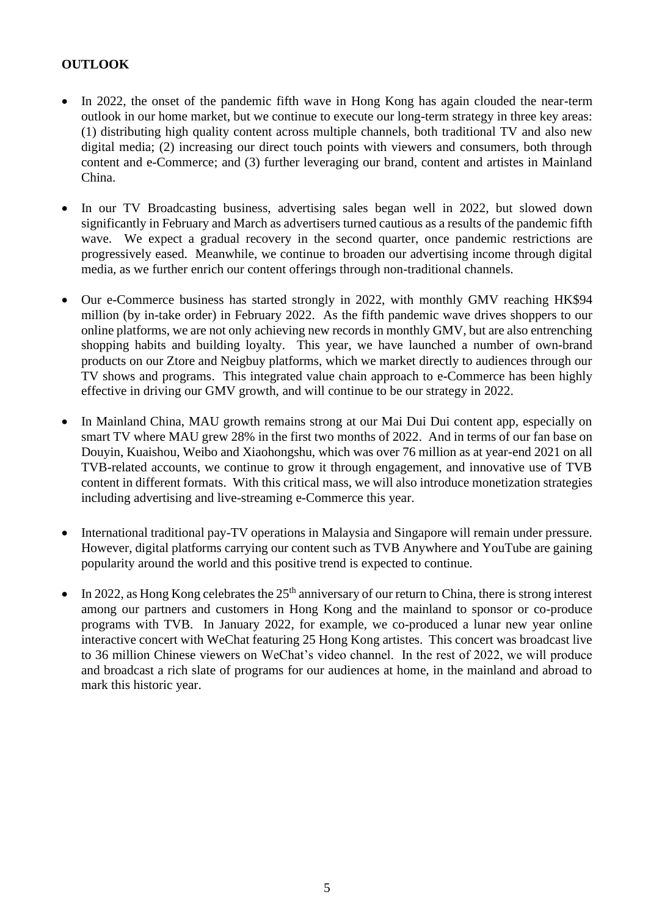**OUTLOOK**

- In 2022, the onset of the pandemic fifth wave in Hong Kong has again clouded the near-term outlook in our home market, but we continue to execute our long-term strategy in three key areas: (1) distributing high quality content across multiple channels, both traditional TV and also new digital media; (2) increasing our direct touch points with viewers and consumers, both through content and e-Commerce; and (3) further leveraging our brand, content and artistes in Mainland China.

- In our TV Broadcasting business, advertising sales began well in 2022, but slowed down significantly in February and March as advertisers turned cautious as a results of the pandemic fifth wave. We expect a gradual recovery in the second quarter, once pandemic restrictions are progressively eased. Meanwhile, we continue to broaden our advertising income through digital media, as we further enrich our content offerings through non-traditional channels.

- Our e-Commerce business has started strongly in 2022, with monthly GMV reaching HK$94 million (by in-take order) in February 2022. As the fifth pandemic wave drives shoppers to our online platforms, we are not only achieving new records in monthly GMV, but are also entrenching shopping habits and building loyalty. This year, we have launched a number of own-brand products on our Ztore and Neigbuy platforms, which we market directly to audiences through our TV shows and programs. This integrated value chain approach to e-Commerce has been highly effective in driving our GMV growth, and will continue to be our strategy in 2022.

- In Mainland China, MAU growth remains strong at our Mai Dui Dui content app, especially on smart TV where MAU grew 28% in the first two months of 2022. And in terms of our fan base on Douyin, Kuaishou, Weibo and Xiaohongshu, which was over 76 million as at year-end 2021 on all TVB-related accounts, we continue to grow it through engagement, and innovative use of TVB content in different formats. With this critical mass, we will also introduce monetization strategies including advertising and live-streaming e-Commerce this year.

- International traditional pay-TV operations in Malaysia and Singapore will remain under pressure. However, digital platforms carrying our content such as TVB Anywhere and YouTube are gaining popularity around the world and this positive trend is expected to continue.

- In 2022, as Hong Kong celebrates the 25th anniversary of our return to China, there is strong interest among our partners and customers in Hong Kong and the mainland to sponsor or co-produce programs with TVB. In January 2022, for example, we co-produced a lunar new year online interactive concert with WeChat featuring 25 Hong Kong artistes. This concert was broadcast live to 36 million Chinese viewers on WeChat's video channel. In the rest of 2022, we will produce and broadcast a rich slate of programs for our audiences at home, in the mainland and abroad to mark this historic year.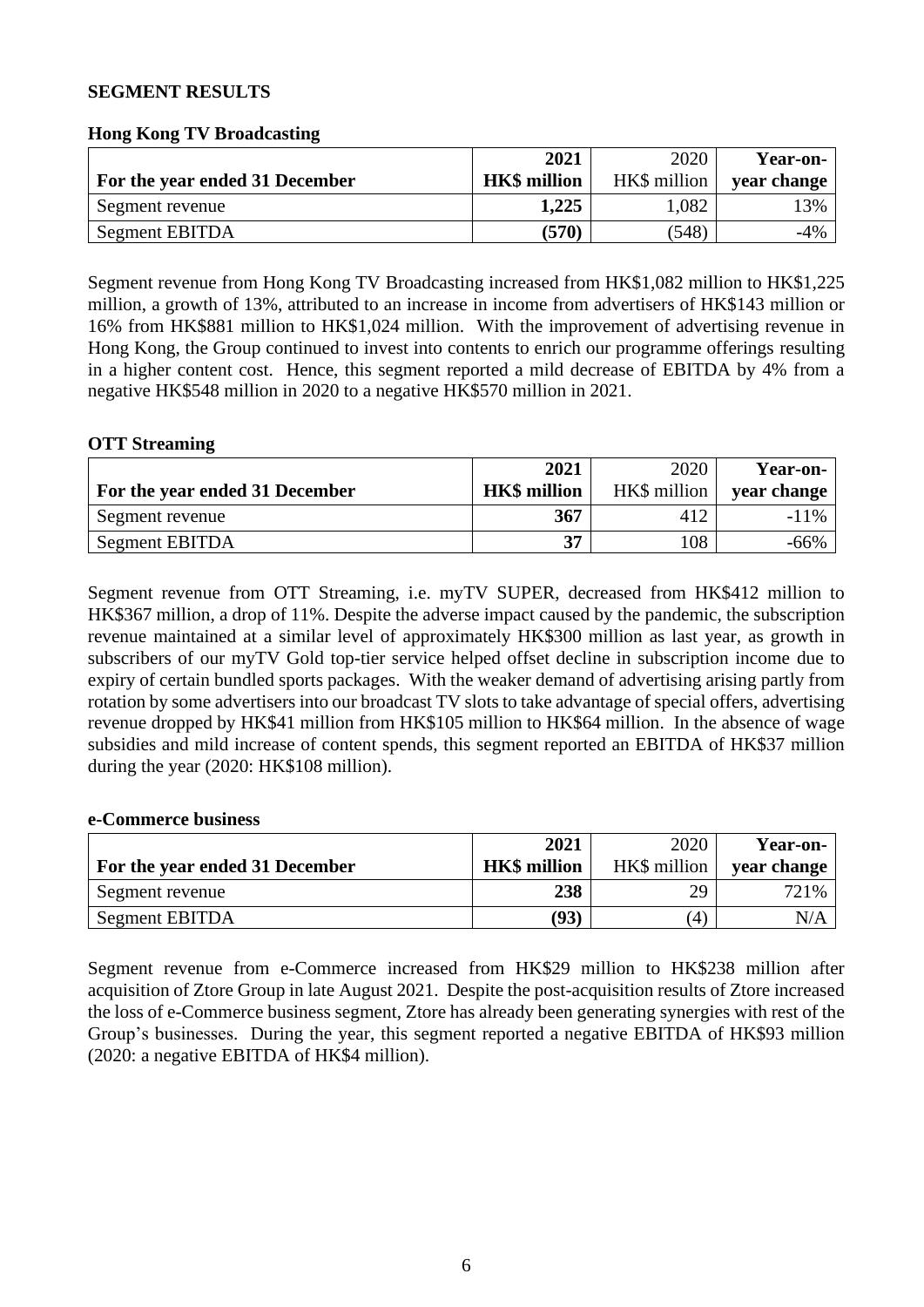**SEGMENT RESULTS**

**Hong Kong TV Broadcasting**

| For the year ended 31 December | **2021 HK$ million** | 2020 HK$ million | **Year-on-year change** |
|---|---|---|---|
| Segment revenue | **1,225** | 1,082 | 13% |
| Segment EBITDA | **(570)** | (548) | -4% |

Segment revenue from Hong Kong TV Broadcasting increased from HK$1,082 million to HK$1,225 million, a growth of 13%, attributed to an increase in income from advertisers of HK$143 million or 16% from HK$881 million to HK$1,024 million. With the improvement of advertising revenue in Hong Kong, the Group continued to invest into contents to enrich our programme offerings resulting in a higher content cost. Hence, this segment reported a mild decrease of EBITDA by 4% from a negative HK$548 million in 2020 to a negative HK$570 million in 2021.

**OTT Streaming**

| For the year ended 31 December | **2021 HK$ million** | 2020 HK$ million | **Year-on-year change** |
|---|---|---|---|
| Segment revenue | **367** | 412 | -11% |
| Segment EBITDA | **37** | 108 | -66% |

Segment revenue from OTT Streaming, i.e. myTV SUPER, decreased from HK$412 million to HK$367 million, a drop of 11%. Despite the adverse impact caused by the pandemic, the subscription revenue maintained at a similar level of approximately HK$300 million as last year, as growth in subscribers of our myTV Gold top-tier service helped offset decline in subscription income due to expiry of certain bundled sports packages. With the weaker demand of advertising arising partly from rotation by some advertisers into our broadcast TV slots to take advantage of special offers, advertising revenue dropped by HK$41 million from HK$105 million to HK$64 million. In the absence of wage subsidies and mild increase of content spends, this segment reported an EBITDA of HK$37 million during the year (2020: HK$108 million).

**e-Commerce business**

| For the year ended 31 December | **2021 HK$ million** | 2020 HK$ million | **Year-on-year change** |
|---|---|---|---|
| Segment revenue | **238** | 29 | 721% |
| Segment EBITDA | **(93)** | (4) | N/A |

Segment revenue from e-Commerce increased from HK$29 million to HK$238 million after acquisition of Ztore Group in late August 2021. Despite the post-acquisition results of Ztore increased the loss of e-Commerce business segment, Ztore has already been generating synergies with rest of the Group's businesses. During the year, this segment reported a negative EBITDA of HK$93 million (2020: a negative EBITDA of HK$4 million).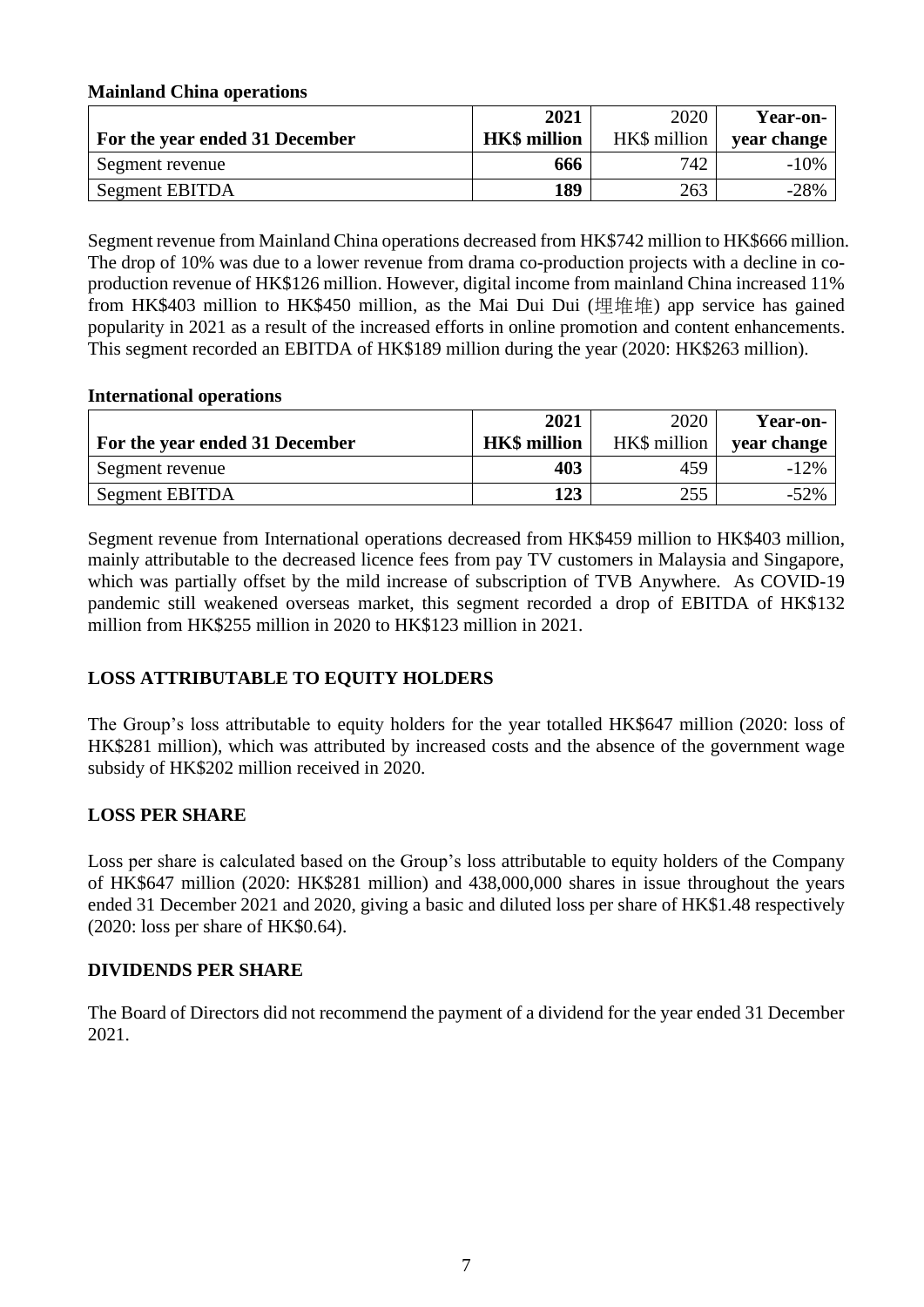**Mainland China operations**

| For the year ended 31 December | 2021 HK$ million | 2020 HK$ million | Year-on-year change |
|---|---|---|---|
| Segment revenue | **666** | 742 | -10% |
| Segment EBITDA | **189** | 263 | -28% |

Segment revenue from Mainland China operations decreased from HK$742 million to HK$666 million. The drop of 10% was due to a lower revenue from drama co-production projects with a decline in co-production revenue of HK$126 million. However, digital income from mainland China increased 11% from HK$403 million to HK$450 million, as the Mai Dui Dui (埋堆堆) app service has gained popularity in 2021 as a result of the increased efforts in online promotion and content enhancements. This segment recorded an EBITDA of HK$189 million during the year (2020: HK$263 million).

**International operations**

| For the year ended 31 December | 2021 HK$ million | 2020 HK$ million | Year-on-year change |
|---|---|---|---|
| Segment revenue | **403** | 459 | -12% |
| Segment EBITDA | **123** | 255 | -52% |

Segment revenue from International operations decreased from HK$459 million to HK$403 million, mainly attributable to the decreased licence fees from pay TV customers in Malaysia and Singapore, which was partially offset by the mild increase of subscription of TVB Anywhere. As COVID-19 pandemic still weakened overseas market, this segment recorded a drop of EBITDA of HK$132 million from HK$255 million in 2020 to HK$123 million in 2021.

## LOSS ATTRIBUTABLE TO EQUITY HOLDERS

The Group's loss attributable to equity holders for the year totalled HK$647 million (2020: loss of HK$281 million), which was attributed by increased costs and the absence of the government wage subsidy of HK$202 million received in 2020.

## LOSS PER SHARE

Loss per share is calculated based on the Group's loss attributable to equity holders of the Company of HK$647 million (2020: HK$281 million) and 438,000,000 shares in issue throughout the years ended 31 December 2021 and 2020, giving a basic and diluted loss per share of HK$1.48 respectively (2020: loss per share of HK$0.64).

## DIVIDENDS PER SHARE

The Board of Directors did not recommend the payment of a dividend for the year ended 31 December 2021.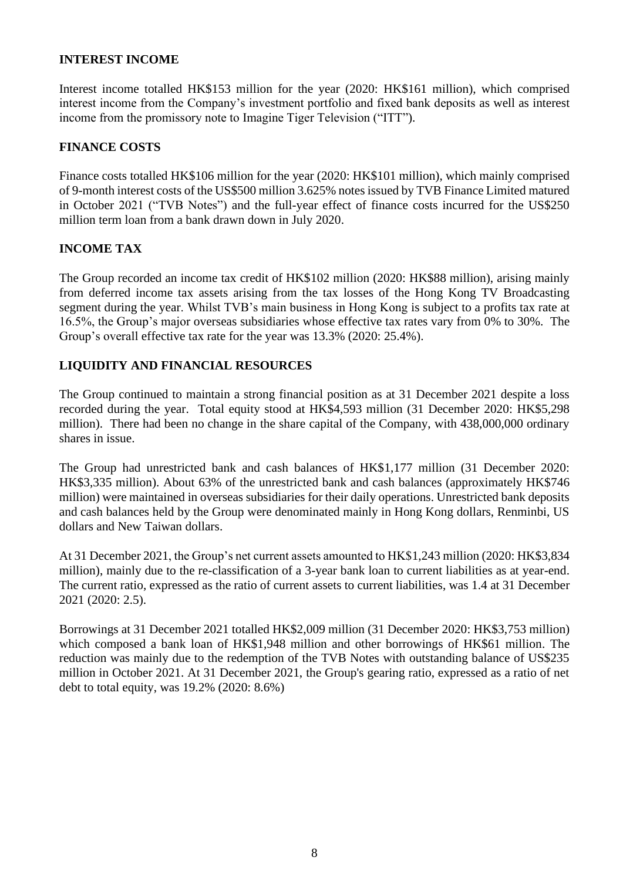## INTEREST INCOME

Interest income totalled HK$153 million for the year (2020: HK$161 million), which comprised interest income from the Company's investment portfolio and fixed bank deposits as well as interest income from the promissory note to Imagine Tiger Television ("ITT").

## FINANCE COSTS

Finance costs totalled HK$106 million for the year (2020: HK$101 million), which mainly comprised of 9-month interest costs of the US$500 million 3.625% notes issued by TVB Finance Limited matured in October 2021 ("TVB Notes") and the full-year effect of finance costs incurred for the US$250 million term loan from a bank drawn down in July 2020.

## INCOME TAX

The Group recorded an income tax credit of HK$102 million (2020: HK$88 million), arising mainly from deferred income tax assets arising from the tax losses of the Hong Kong TV Broadcasting segment during the year. Whilst TVB's main business in Hong Kong is subject to a profits tax rate at 16.5%, the Group's major overseas subsidiaries whose effective tax rates vary from 0% to 30%. The Group's overall effective tax rate for the year was 13.3% (2020: 25.4%).

## LIQUIDITY AND FINANCIAL RESOURCES

The Group continued to maintain a strong financial position as at 31 December 2021 despite a loss recorded during the year. Total equity stood at HK$4,593 million (31 December 2020: HK$5,298 million). There had been no change in the share capital of the Company, with 438,000,000 ordinary shares in issue.

The Group had unrestricted bank and cash balances of HK$1,177 million (31 December 2020: HK$3,335 million). About 63% of the unrestricted bank and cash balances (approximately HK$746 million) were maintained in overseas subsidiaries for their daily operations. Unrestricted bank deposits and cash balances held by the Group were denominated mainly in Hong Kong dollars, Renminbi, US dollars and New Taiwan dollars.

At 31 December 2021, the Group's net current assets amounted to HK$1,243 million (2020: HK$3,834 million), mainly due to the re-classification of a 3-year bank loan to current liabilities as at year-end. The current ratio, expressed as the ratio of current assets to current liabilities, was 1.4 at 31 December 2021 (2020: 2.5).

Borrowings at 31 December 2021 totalled HK$2,009 million (31 December 2020: HK$3,753 million) which composed a bank loan of HK$1,948 million and other borrowings of HK$61 million. The reduction was mainly due to the redemption of the TVB Notes with outstanding balance of US$235 million in October 2021. At 31 December 2021, the Group's gearing ratio, expressed as a ratio of net debt to total equity, was 19.2% (2020: 8.6%)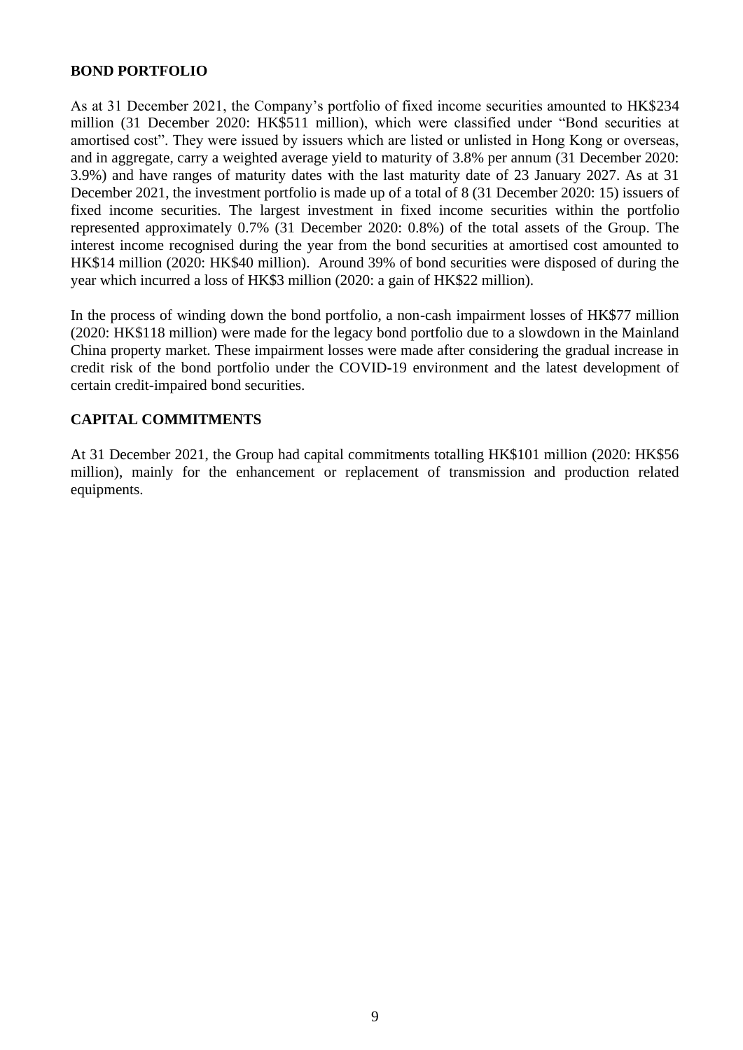## BOND PORTFOLIO

As at 31 December 2021, the Company's portfolio of fixed income securities amounted to HK$234 million (31 December 2020: HK$511 million), which were classified under "Bond securities at amortised cost". They were issued by issuers which are listed or unlisted in Hong Kong or overseas, and in aggregate, carry a weighted average yield to maturity of 3.8% per annum (31 December 2020: 3.9%) and have ranges of maturity dates with the last maturity date of 23 January 2027. As at 31 December 2021, the investment portfolio is made up of a total of 8 (31 December 2020: 15) issuers of fixed income securities. The largest investment in fixed income securities within the portfolio represented approximately 0.7% (31 December 2020: 0.8%) of the total assets of the Group. The interest income recognised during the year from the bond securities at amortised cost amounted to HK$14 million (2020: HK$40 million). Around 39% of bond securities were disposed of during the year which incurred a loss of HK$3 million (2020: a gain of HK$22 million).

In the process of winding down the bond portfolio, a non-cash impairment losses of HK$77 million (2020: HK$118 million) were made for the legacy bond portfolio due to a slowdown in the Mainland China property market. These impairment losses were made after considering the gradual increase in credit risk of the bond portfolio under the COVID-19 environment and the latest development of certain credit-impaired bond securities.

## CAPITAL COMMITMENTS

At 31 December 2021, the Group had capital commitments totalling HK$101 million (2020: HK$56 million), mainly for the enhancement or replacement of transmission and production related equipments.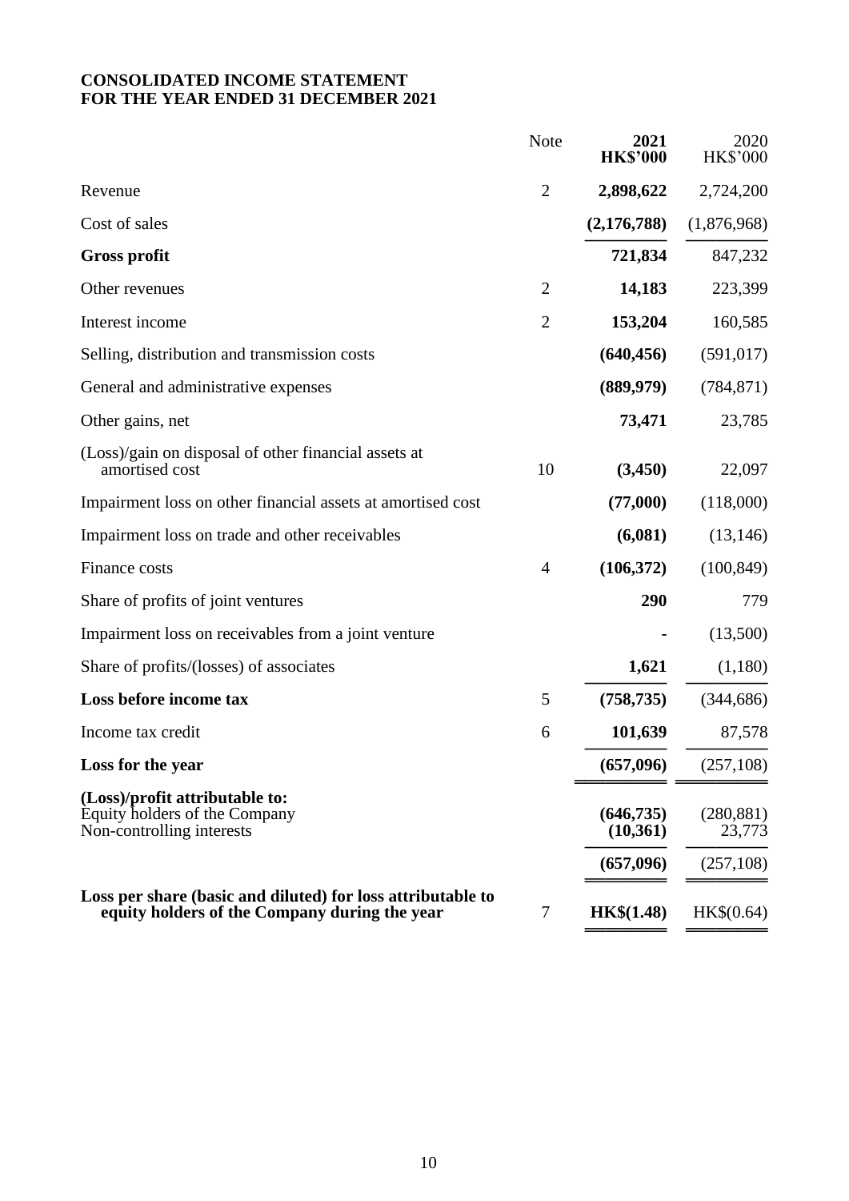**CONSOLIDATED INCOME STATEMENT**
**FOR THE YEAR ENDED 31 DECEMBER 2021**

| | Note | **2021** **HK$'000** | 2020 HK$'000 |
|---|---|---|---|
| Revenue | 2 | **2,898,622** | 2,724,200 |
| Cost of sales | | **(2,176,788)** | (1,876,968) |
| **Gross profit** | | **721,834** | 847,232 |
| Other revenues | 2 | **14,183** | 223,399 |
| Interest income | 2 | **153,204** | 160,585 |
| Selling, distribution and transmission costs | | **(640,456)** | (591,017) |
| General and administrative expenses | | **(889,979)** | (784,871) |
| Other gains, net | | **73,471** | 23,785 |
| (Loss)/gain on disposal of other financial assets at amortised cost | 10 | **(3,450)** | 22,097 |
| Impairment loss on other financial assets at amortised cost | | **(77,000)** | (118,000) |
| Impairment loss on trade and other receivables | | **(6,081)** | (13,146) |
| Finance costs | 4 | **(106,372)** | (100,849) |
| Share of profits of joint ventures | | **290** | 779 |
| Impairment loss on receivables from a joint venture | | **-** | (13,500) |
| Share of profits/(losses) of associates | | **1,621** | (1,180) |
| **Loss before income tax** | 5 | **(758,735)** | (344,686) |
| Income tax credit | 6 | **101,639** | 87,578 |
| **Loss for the year** | | **(657,096)** | (257,108) |
| **(Loss)/profit attributable to:** | | | |
| Equity holders of the Company | | **(646,735)** | (280,881) |
| Non-controlling interests | | **(10,361)** | 23,773 |
| | | **(657,096)** | (257,108) |
| **Loss per share (basic and diluted) for loss attributable to equity holders of the Company during the year** | 7 | **HK$(1.48)** | HK$(0.64) |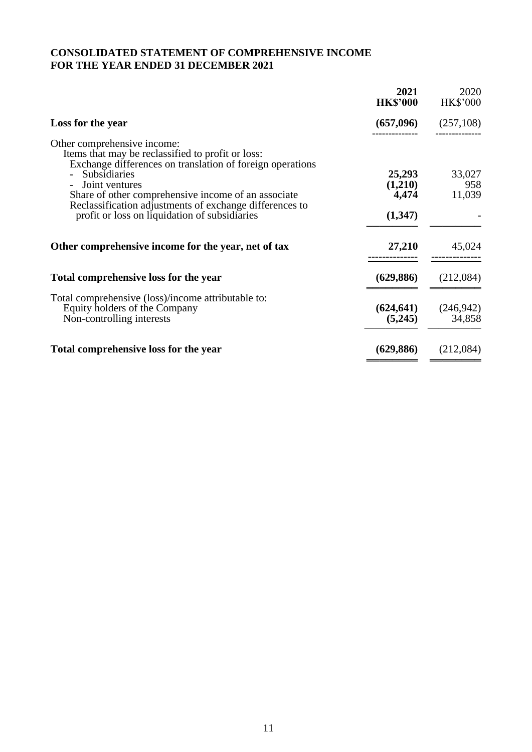**CONSOLIDATED STATEMENT OF COMPREHENSIVE INCOME**
**FOR THE YEAR ENDED 31 DECEMBER 2021**

| | **2021** | 2020 |
|---|---|---|
| | **HK$'000** | HK$'000 |
| **Loss for the year** | **(657,096)** | (257,108) |
| Other comprehensive income: | | |
| Items that may be reclassified to profit or loss: | | |
| Exchange differences on translation of foreign operations | | |
| - Subsidiaries | **25,293** | 33,027 |
| - Joint ventures | **(1,210)** | 958 |
| Share of other comprehensive income of an associate | **4,474** | 11,039 |
| Reclassification adjustments of exchange differences to profit or loss on liquidation of subsidiaries | **(1,347)** | - |
| **Other comprehensive income for the year, net of tax** | **27,210** | 45,024 |
| **Total comprehensive loss for the year** | **(629,886)** | (212,084) |
| Total comprehensive (loss)/income attributable to: | | |
| Equity holders of the Company | **(624,641)** | (246,942) |
| Non-controlling interests | **(5,245)** | 34,858 |
| **Total comprehensive loss for the year** | **(629,886)** | (212,084) |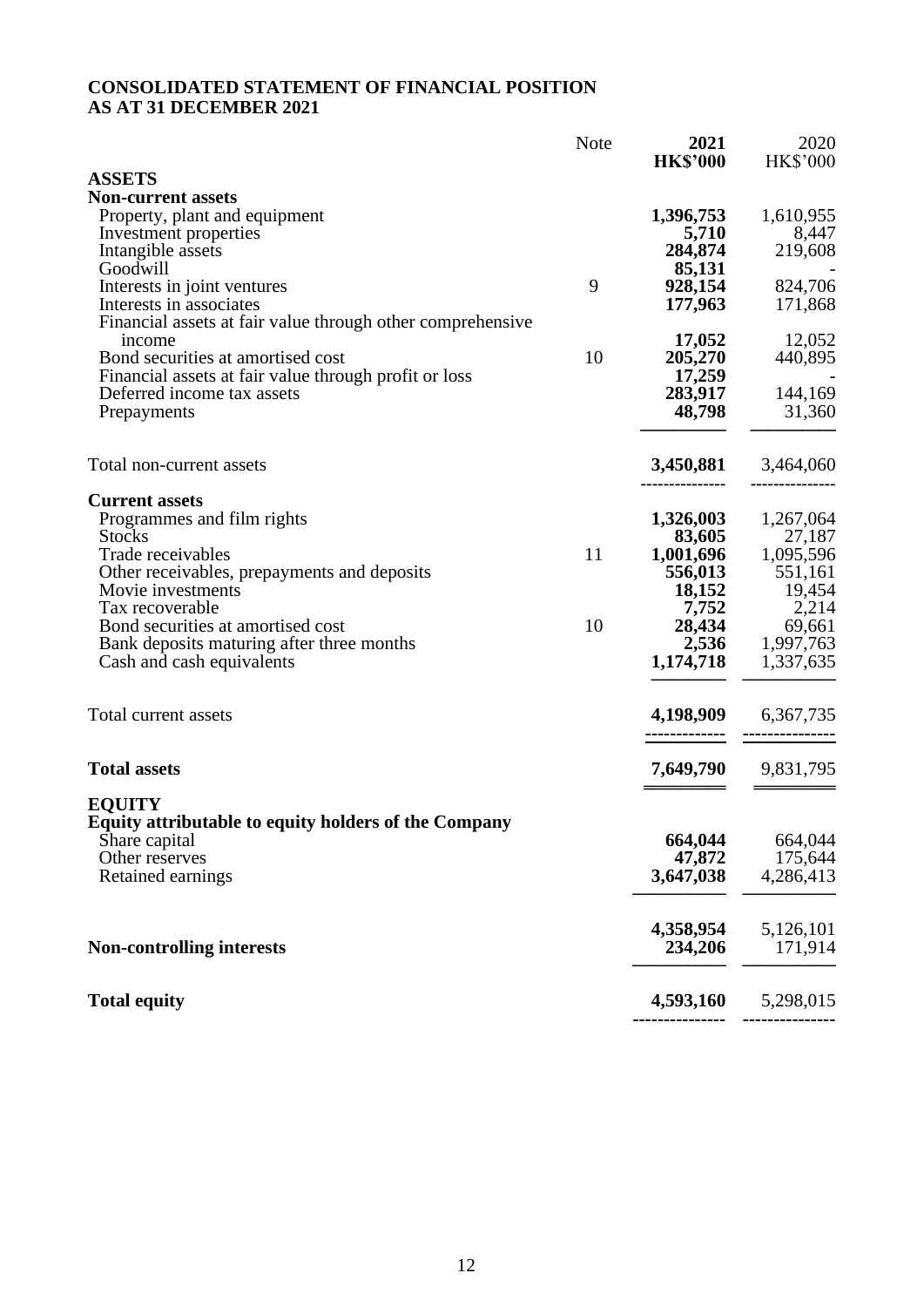**CONSOLIDATED STATEMENT OF FINANCIAL POSITION**
**AS AT 31 DECEMBER 2021**

| | Note | **2021** | 2020 |
|---|---|---|---|
| | | **HK$'000** | HK$'000 |
| **ASSETS** | | | |
| **Non-current assets** | | | |
| Property, plant and equipment | | **1,396,753** | 1,610,955 |
| Investment properties | | **5,710** | 8,447 |
| Intangible assets | | **284,874** | 219,608 |
| Goodwill | | **85,131** | - |
| Interests in joint ventures | 9 | **928,154** | 824,706 |
| Interests in associates | | **177,963** | 171,868 |
| Financial assets at fair value through other comprehensive income | | **17,052** | 12,052 |
| Bond securities at amortised cost | 10 | **205,270** | 440,895 |
| Financial assets at fair value through profit or loss | | **17,259** | - |
| Deferred income tax assets | | **283,917** | 144,169 |
| Prepayments | | **48,798** | 31,360 |
| Total non-current assets | | **3,450,881** | 3,464,060 |
| **Current assets** | | | |
| Programmes and film rights | | **1,326,003** | 1,267,064 |
| Stocks | | **83,605** | 27,187 |
| Trade receivables | 11 | **1,001,696** | 1,095,596 |
| Other receivables, prepayments and deposits | | **556,013** | 551,161 |
| Movie investments | | **18,152** | 19,454 |
| Tax recoverable | | **7,752** | 2,214 |
| Bond securities at amortised cost | 10 | **28,434** | 69,661 |
| Bank deposits maturing after three months | | **2,536** | 1,997,763 |
| Cash and cash equivalents | | **1,174,718** | 1,337,635 |
| Total current assets | | **4,198,909** | 6,367,735 |
| **Total assets** | | **7,649,790** | 9,831,795 |
| **EQUITY** | | | |
| **Equity attributable to equity holders of the Company** | | | |
| Share capital | | **664,044** | 664,044 |
| Other reserves | | **47,872** | 175,644 |
| Retained earnings | | **3,647,038** | 4,286,413 |
| | | **4,358,954** | 5,126,101 |
| **Non-controlling interests** | | **234,206** | 171,914 |
| **Total equity** | | **4,593,160** | 5,298,015 |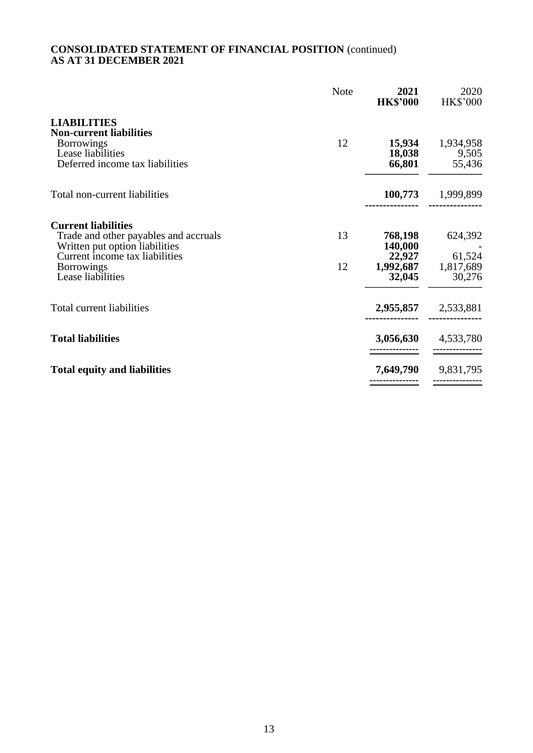**CONSOLIDATED STATEMENT OF FINANCIAL POSITION** (continued)
**AS AT 31 DECEMBER 2021**

| | Note | **2021 HK$'000** | 2020 HK$'000 |
|---|---|---|---|
| **LIABILITIES** | | | |
| **Non-current liabilities** | | | |
| Borrowings | 12 | **15,934** | 1,934,958 |
| Lease liabilities | | **18,038** | 9,505 |
| Deferred income tax liabilities | | **66,801** | 55,436 |
| Total non-current liabilities | | **100,773** | 1,999,899 |
| **Current liabilities** | | | |
| Trade and other payables and accruals | 13 | **768,198** | 624,392 |
| Written put option liabilities | | **140,000** | - |
| Current income tax liabilities | | **22,927** | 61,524 |
| Borrowings | 12 | **1,992,687** | 1,817,689 |
| Lease liabilities | | **32,045** | 30,276 |
| Total current liabilities | | **2,955,857** | 2,533,881 |
| **Total liabilities** | | **3,056,630** | 4,533,780 |
| **Total equity and liabilities** | | **7,649,790** | 9,831,795 |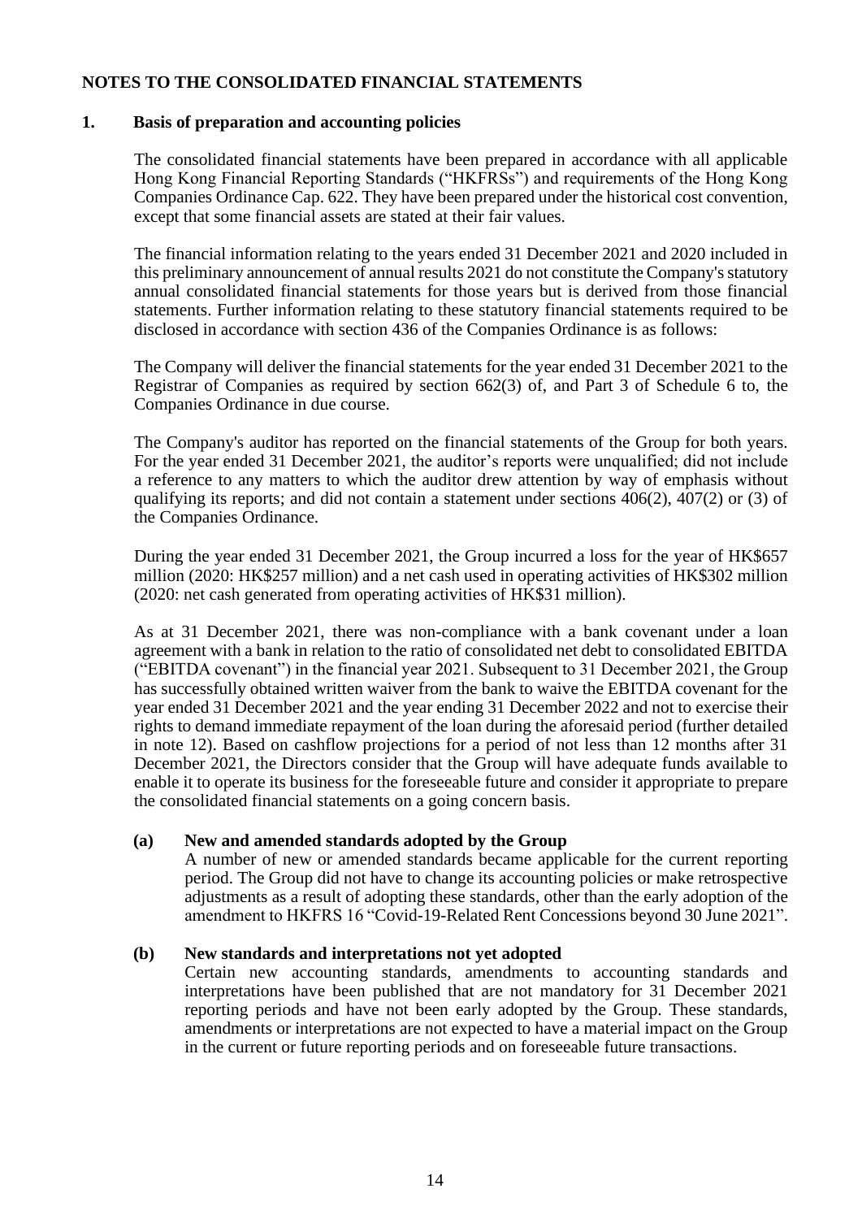## NOTES TO THE CONSOLIDATED FINANCIAL STATEMENTS

### 1. Basis of preparation and accounting policies

The consolidated financial statements have been prepared in accordance with all applicable Hong Kong Financial Reporting Standards ("HKFRSs") and requirements of the Hong Kong Companies Ordinance Cap. 622. They have been prepared under the historical cost convention, except that some financial assets are stated at their fair values.

The financial information relating to the years ended 31 December 2021 and 2020 included in this preliminary announcement of annual results 2021 do not constitute the Company's statutory annual consolidated financial statements for those years but is derived from those financial statements. Further information relating to these statutory financial statements required to be disclosed in accordance with section 436 of the Companies Ordinance is as follows:

The Company will deliver the financial statements for the year ended 31 December 2021 to the Registrar of Companies as required by section 662(3) of, and Part 3 of Schedule 6 to, the Companies Ordinance in due course.

The Company's auditor has reported on the financial statements of the Group for both years. For the year ended 31 December 2021, the auditor's reports were unqualified; did not include a reference to any matters to which the auditor drew attention by way of emphasis without qualifying its reports; and did not contain a statement under sections 406(2), 407(2) or (3) of the Companies Ordinance.

During the year ended 31 December 2021, the Group incurred a loss for the year of HK$657 million (2020: HK$257 million) and a net cash used in operating activities of HK$302 million (2020: net cash generated from operating activities of HK$31 million).

As at 31 December 2021, there was non-compliance with a bank covenant under a loan agreement with a bank in relation to the ratio of consolidated net debt to consolidated EBITDA ("EBITDA covenant") in the financial year 2021. Subsequent to 31 December 2021, the Group has successfully obtained written waiver from the bank to waive the EBITDA covenant for the year ended 31 December 2021 and the year ending 31 December 2022 and not to exercise their rights to demand immediate repayment of the loan during the aforesaid period (further detailed in note 12). Based on cashflow projections for a period of not less than 12 months after 31 December 2021, the Directors consider that the Group will have adequate funds available to enable it to operate its business for the foreseeable future and consider it appropriate to prepare the consolidated financial statements on a going concern basis.

**(a) New and amended standards adopted by the Group**

A number of new or amended standards became applicable for the current reporting period. The Group did not have to change its accounting policies or make retrospective adjustments as a result of adopting these standards, other than the early adoption of the amendment to HKFRS 16 "Covid-19-Related Rent Concessions beyond 30 June 2021".

**(b) New standards and interpretations not yet adopted**

Certain new accounting standards, amendments to accounting standards and interpretations have been published that are not mandatory for 31 December 2021 reporting periods and have not been early adopted by the Group. These standards, amendments or interpretations are not expected to have a material impact on the Group in the current or future reporting periods and on foreseeable future transactions.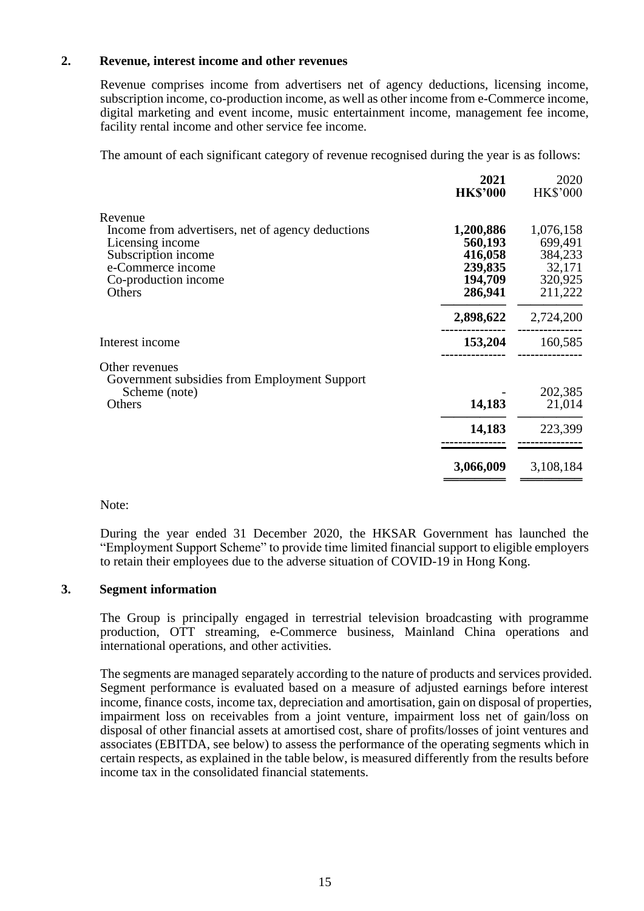## 2. Revenue, interest income and other revenues

Revenue comprises income from advertisers net of agency deductions, licensing income, subscription income, co-production income, as well as other income from e-Commerce income, digital marketing and event income, music entertainment income, management fee income, facility rental income and other service fee income.

The amount of each significant category of revenue recognised during the year is as follows:

| | **2021** **HK$'000** | 2020 HK$'000 |
|---|---|---|
| Revenue | | |
| Income from advertisers, net of agency deductions | **1,200,886** | 1,076,158 |
| Licensing income | **560,193** | 699,491 |
| Subscription income | **416,058** | 384,233 |
| e-Commerce income | **239,835** | 32,171 |
| Co-production income | **194,709** | 320,925 |
| Others | **286,941** | 211,222 |
| | **2,898,622** | 2,724,200 |
| Interest income | **153,204** | 160,585 |
| Other revenues | | |
| Government subsidies from Employment Support Scheme (note) | - | 202,385 |
| Others | **14,183** | 21,014 |
| | **14,183** | 223,399 |
| | **3,066,009** | 3,108,184 |

Note:

During the year ended 31 December 2020, the HKSAR Government has launched the "Employment Support Scheme" to provide time limited financial support to eligible employers to retain their employees due to the adverse situation of COVID-19 in Hong Kong.

## 3. Segment information

The Group is principally engaged in terrestrial television broadcasting with programme production, OTT streaming, e-Commerce business, Mainland China operations and international operations, and other activities.

The segments are managed separately according to the nature of products and services provided. Segment performance is evaluated based on a measure of adjusted earnings before interest income, finance costs, income tax, depreciation and amortisation, gain on disposal of properties, impairment loss on receivables from a joint venture, impairment loss net of gain/loss on disposal of other financial assets at amortised cost, share of profits/losses of joint ventures and associates (EBITDA, see below) to assess the performance of the operating segments which in certain respects, as explained in the table below, is measured differently from the results before income tax in the consolidated financial statements.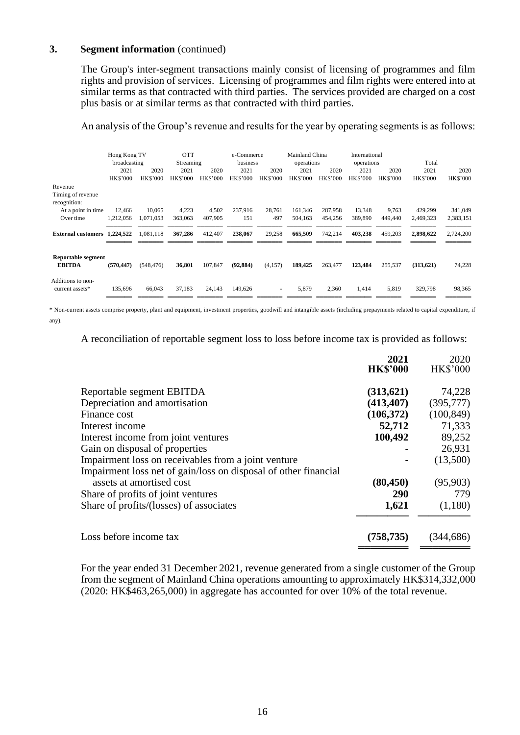### 3. Segment information (continued)

The Group's inter-segment transactions mainly consist of licensing of programmes and film rights and provision of services. Licensing of programmes and film rights were entered into at similar terms as that contracted with third parties. The services provided are charged on a cost plus basis or at similar terms as that contracted with third parties.

An analysis of the Group's revenue and results for the year by operating segments is as follows:

| | Hong Kong TV broadcasting | | OTT Streaming | | e-Commerce business | | Mainland China operations | | International operations | | Total | |
|---|---|---|---|---|---|---|---|---|---|---|---|---|
| | 2021 | 2020 | 2021 | 2020 | 2021 | 2020 | 2021 | 2020 | 2021 | 2020 | 2021 | 2020 |
| | HK$'000 | HK$'000 | HK$'000 | HK$'000 | HK$'000 | HK$'000 | HK$'000 | HK$'000 | HK$'000 | HK$'000 | HK$'000 | HK$'000 |
| Revenue | | | | | | | | | | | | |
| Timing of revenue recognition: | | | | | | | | | | | | |
| At a point in time | 12,466 | 10,065 | 4,223 | 4,502 | 237,916 | 28,761 | 161,346 | 287,958 | 13,348 | 9,763 | 429,299 | 341,049 |
| Over time | 1,212,056 | 1,071,053 | 363,063 | 407,905 | 151 | 497 | 504,163 | 454,256 | 389,890 | 449,440 | 2,469,323 | 2,383,151 |
| **External customers** | **1,224,522** | 1,081,118 | **367,286** | 412,407 | **238,067** | 29,258 | **665,509** | 742,214 | **403,238** | 459,203 | **2,898,622** | 2,724,200 |
| **Reportable segment EBITDA** | **(570,447)** | (548,476) | **36,801** | 107,847 | **(92,884)** | (4,157) | **189,425** | 263,477 | **123,484** | 255,537 | **(313,621)** | 74,228 |
| Additions to non-current assets* | 135,696 | 66,043 | 37,183 | 24,143 | 149,626 | - | 5,879 | 2,360 | 1,414 | 5,819 | 329,798 | 98,365 |

\* Non-current assets comprise property, plant and equipment, investment properties, goodwill and intangible assets (including prepayments related to capital expenditure, if any).

A reconciliation of reportable segment loss to loss before income tax is provided as follows:

| | 2021 HK$'000 | 2020 HK$'000 |
|---|---|---|
| Reportable segment EBITDA | **(313,621)** | 74,228 |
| Depreciation and amortisation | **(413,407)** | (395,777) |
| Finance cost | **(106,372)** | (100,849) |
| Interest income | **52,712** | 71,333 |
| Interest income from joint ventures | **100,492** | 89,252 |
| Gain on disposal of properties | **-** | 26,931 |
| Impairment loss on receivables from a joint venture | **-** | (13,500) |
| Impairment loss net of gain/loss on disposal of other financial assets at amortised cost | **(80,450)** | (95,903) |
| Share of profits of joint ventures | **290** | 779 |
| Share of profits/(losses) of associates | **1,621** | (1,180) |
| Loss before income tax | **(758,735)** | (344,686) |

For the year ended 31 December 2021, revenue generated from a single customer of the Group from the segment of Mainland China operations amounting to approximately HK$314,332,000 (2020: HK$463,265,000) in aggregate has accounted for over 10% of the total revenue.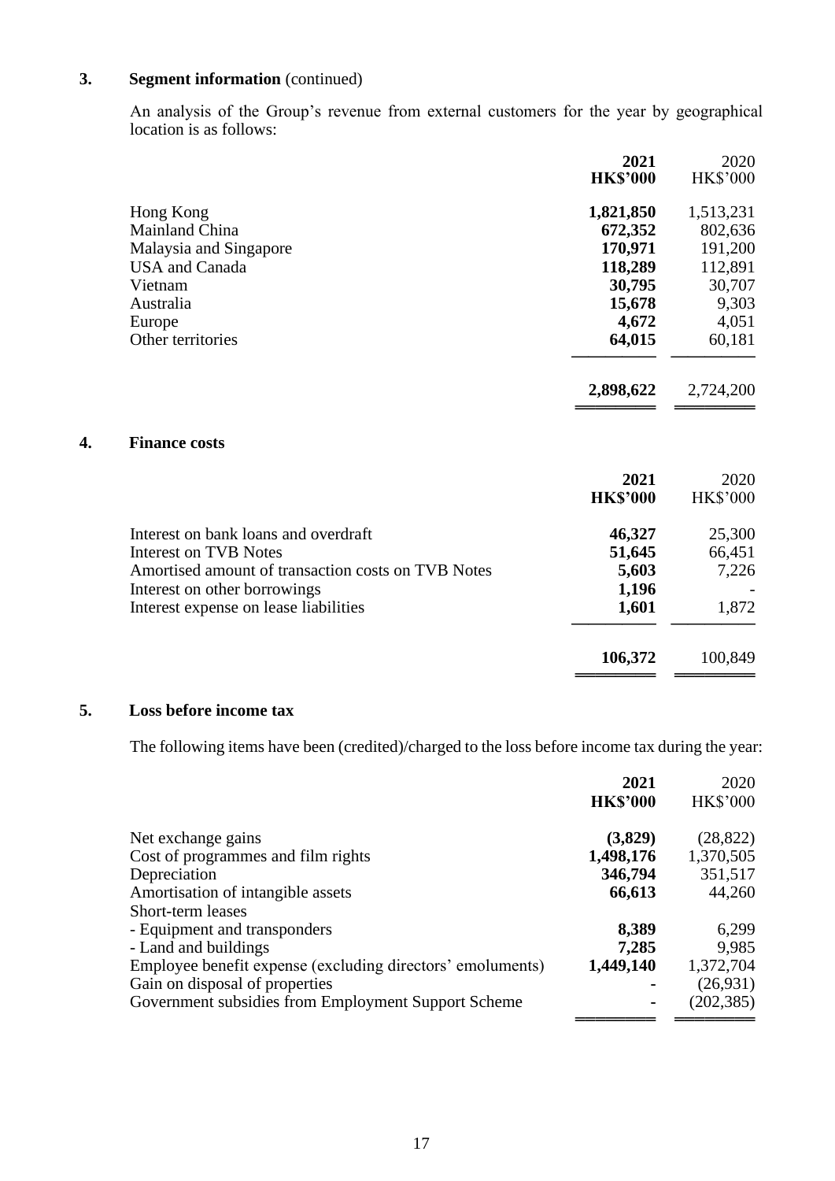## 3. Segment information (continued)

An analysis of the Group's revenue from external customers for the year by geographical location is as follows:

| | 2021 HK$'000 | 2020 HK$'000 |
|---|---|---|
| Hong Kong | **1,821,850** | 1,513,231 |
| Mainland China | **672,352** | 802,636 |
| Malaysia and Singapore | **170,971** | 191,200 |
| USA and Canada | **118,289** | 112,891 |
| Vietnam | **30,795** | 30,707 |
| Australia | **15,678** | 9,303 |
| Europe | **4,672** | 4,051 |
| Other territories | **64,015** | 60,181 |
| | **2,898,622** | 2,724,200 |

## 4. Finance costs

| | 2021 HK$'000 | 2020 HK$'000 |
|---|---|---|
| Interest on bank loans and overdraft | **46,327** | 25,300 |
| Interest on TVB Notes | **51,645** | 66,451 |
| Amortised amount of transaction costs on TVB Notes | **5,603** | 7,226 |
| Interest on other borrowings | **1,196** | - |
| Interest expense on lease liabilities | **1,601** | 1,872 |
| | **106,372** | 100,849 |

## 5. Loss before income tax

The following items have been (credited)/charged to the loss before income tax during the year:

| | 2021 HK$'000 | 2020 HK$'000 |
|---|---|---|
| Net exchange gains | **(3,829)** | (28,822) |
| Cost of programmes and film rights | **1,498,176** | 1,370,505 |
| Depreciation | **346,794** | 351,517 |
| Amortisation of intangible assets | **66,613** | 44,260 |
| Short-term leases | | |
| - Equipment and transponders | **8,389** | 6,299 |
| - Land and buildings | **7,285** | 9,985 |
| Employee benefit expense (excluding directors' emoluments) | **1,449,140** | 1,372,704 |
| Gain on disposal of properties | **-** | (26,931) |
| Government subsidies from Employment Support Scheme | **-** | (202,385) |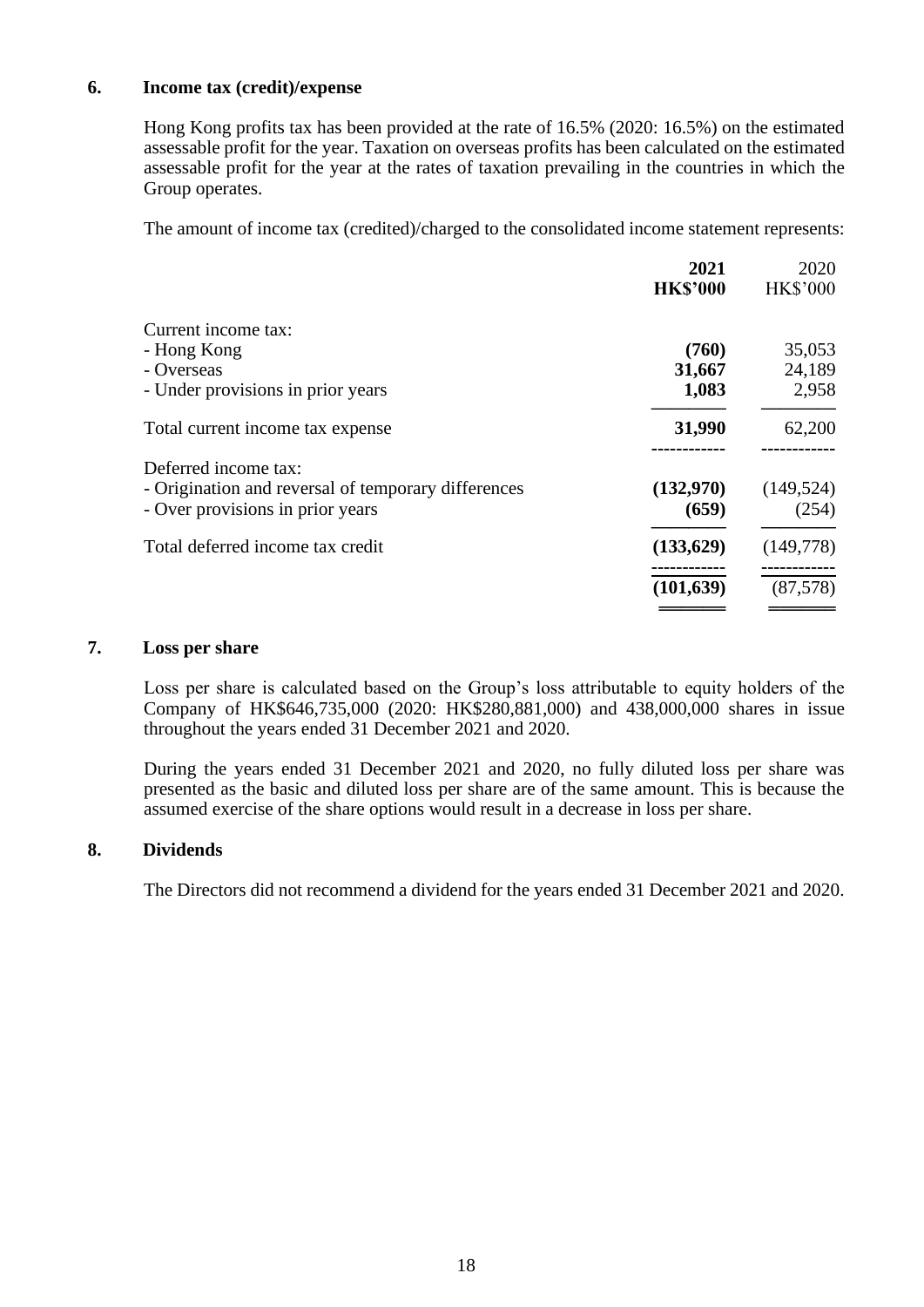### 6. Income tax (credit)/expense

Hong Kong profits tax has been provided at the rate of 16.5% (2020: 16.5%) on the estimated assessable profit for the year. Taxation on overseas profits has been calculated on the estimated assessable profit for the year at the rates of taxation prevailing in the countries in which the Group operates.

The amount of income tax (credited)/charged to the consolidated income statement represents:

| | **2021** | 2020 |
|---|---|---|
| | **HK$'000** | HK$'000 |
| Current income tax: | | |
| - Hong Kong | **(760)** | 35,053 |
| - Overseas | **31,667** | 24,189 |
| - Under provisions in prior years | **1,083** | 2,958 |
| Total current income tax expense | **31,990** | 62,200 |
| Deferred income tax: | | |
| - Origination and reversal of temporary differences | **(132,970)** | (149,524) |
| - Over provisions in prior years | **(659)** | (254) |
| Total deferred income tax credit | **(133,629)** | (149,778) |
| | **(101,639)** | (87,578) |

### 7. Loss per share

Loss per share is calculated based on the Group's loss attributable to equity holders of the Company of HK$646,735,000 (2020: HK$280,881,000) and 438,000,000 shares in issue throughout the years ended 31 December 2021 and 2020.

During the years ended 31 December 2021 and 2020, no fully diluted loss per share was presented as the basic and diluted loss per share are of the same amount. This is because the assumed exercise of the share options would result in a decrease in loss per share.

### 8. Dividends

The Directors did not recommend a dividend for the years ended 31 December 2021 and 2020.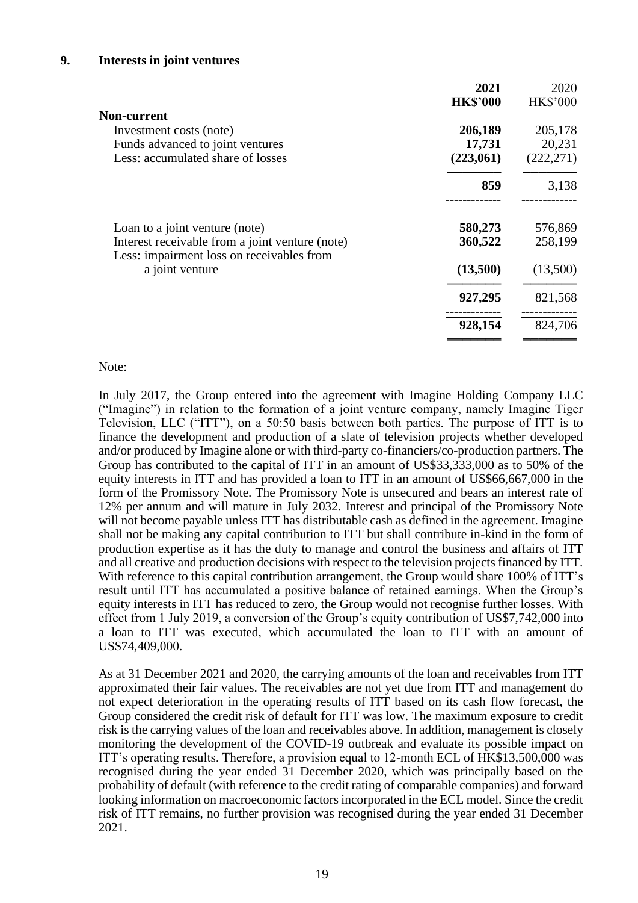## 9. Interests in joint ventures

| | 2021 | 2020 |
|---|---|---|
| | HK$'000 | HK$'000 |
| **Non-current** | | |
| Investment costs (note) | 206,189 | 205,178 |
| Funds advanced to joint ventures | 17,731 | 20,231 |
| Less: accumulated share of losses | (223,061) | (222,271) |
| | 859 | 3,138 |
| Loan to a joint venture (note) | 580,273 | 576,869 |
| Interest receivable from a joint venture (note) | 360,522 | 258,199 |
| Less: impairment loss on receivables from a joint venture | (13,500) | (13,500) |
| | 927,295 | 821,568 |
| | 928,154 | 824,706 |

Note:

In July 2017, the Group entered into the agreement with Imagine Holding Company LLC ("Imagine") in relation to the formation of a joint venture company, namely Imagine Tiger Television, LLC ("ITT"), on a 50:50 basis between both parties. The purpose of ITT is to finance the development and production of a slate of television projects whether developed and/or produced by Imagine alone or with third-party co-financiers/co-production partners. The Group has contributed to the capital of ITT in an amount of US$33,333,000 as to 50% of the equity interests in ITT and has provided a loan to ITT in an amount of US$66,667,000 in the form of the Promissory Note. The Promissory Note is unsecured and bears an interest rate of 12% per annum and will mature in July 2032. Interest and principal of the Promissory Note will not become payable unless ITT has distributable cash as defined in the agreement. Imagine shall not be making any capital contribution to ITT but shall contribute in-kind in the form of production expertise as it has the duty to manage and control the business and affairs of ITT and all creative and production decisions with respect to the television projects financed by ITT. With reference to this capital contribution arrangement, the Group would share 100% of ITT's result until ITT has accumulated a positive balance of retained earnings. When the Group's equity interests in ITT has reduced to zero, the Group would not recognise further losses. With effect from 1 July 2019, a conversion of the Group's equity contribution of US$7,742,000 into a loan to ITT was executed, which accumulated the loan to ITT with an amount of US$74,409,000.

As at 31 December 2021 and 2020, the carrying amounts of the loan and receivables from ITT approximated their fair values. The receivables are not yet due from ITT and management do not expect deterioration in the operating results of ITT based on its cash flow forecast, the Group considered the credit risk of default for ITT was low. The maximum exposure to credit risk is the carrying values of the loan and receivables above. In addition, management is closely monitoring the development of the COVID-19 outbreak and evaluate its possible impact on ITT's operating results. Therefore, a provision equal to 12-month ECL of HK$13,500,000 was recognised during the year ended 31 December 2020, which was principally based on the probability of default (with reference to the credit rating of comparable companies) and forward looking information on macroeconomic factors incorporated in the ECL model. Since the credit risk of ITT remains, no further provision was recognised during the year ended 31 December 2021.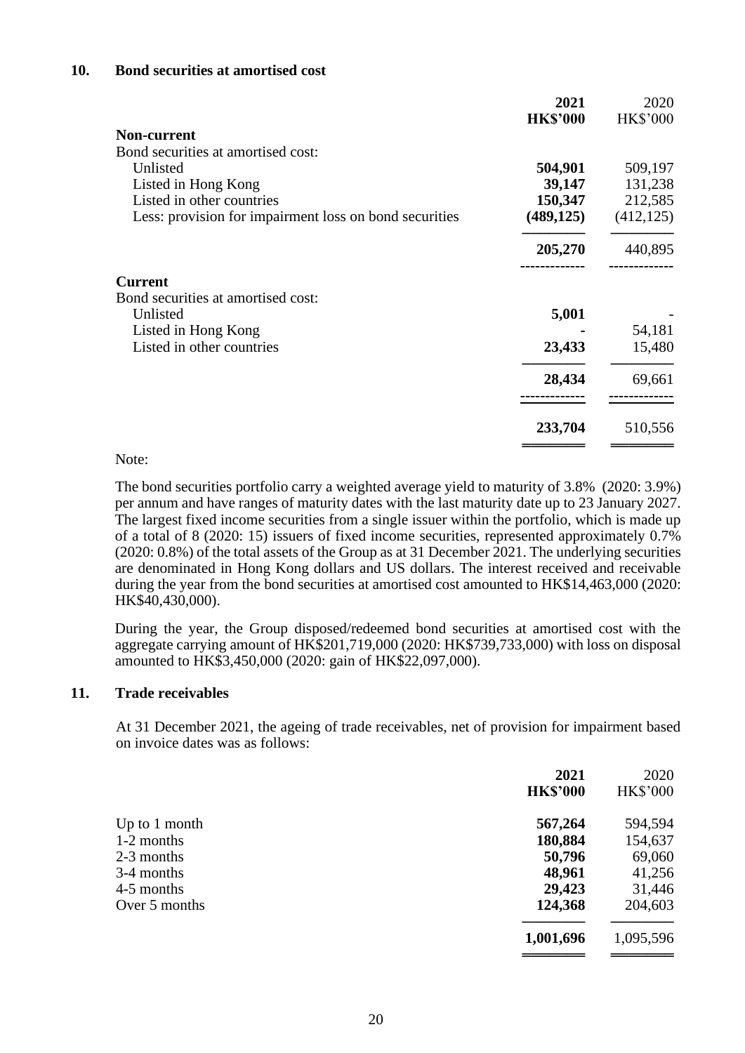## 10. Bond securities at amortised cost

| | 2021 HK$'000 | 2020 HK$'000 |
|---|---|---|
| **Non-current** | | |
| Bond securities at amortised cost: | | |
| Unlisted | **504,901** | 509,197 |
| Listed in Hong Kong | **39,147** | 131,238 |
| Listed in other countries | **150,347** | 212,585 |
| Less: provision for impairment loss on bond securities | **(489,125)** | (412,125) |
| | **205,270** | 440,895 |
| **Current** | | |
| Bond securities at amortised cost: | | |
| Unlisted | **5,001** | - |
| Listed in Hong Kong | **-** | 54,181 |
| Listed in other countries | **23,433** | 15,480 |
| | **28,434** | 69,661 |
| | **233,704** | 510,556 |

Note:

The bond securities portfolio carry a weighted average yield to maturity of 3.8% (2020: 3.9%) per annum and have ranges of maturity dates with the last maturity date up to 23 January 2027. The largest fixed income securities from a single issuer within the portfolio, which is made up of a total of 8 (2020: 15) issuers of fixed income securities, represented approximately 0.7% (2020: 0.8%) of the total assets of the Group as at 31 December 2021. The underlying securities are denominated in Hong Kong dollars and US dollars. The interest received and receivable during the year from the bond securities at amortised cost amounted to HK$14,463,000 (2020: HK$40,430,000).

During the year, the Group disposed/redeemed bond securities at amortised cost with the aggregate carrying amount of HK$201,719,000 (2020: HK$739,733,000) with loss on disposal amounted to HK$3,450,000 (2020: gain of HK$22,097,000).

## 11. Trade receivables

At 31 December 2021, the ageing of trade receivables, net of provision for impairment based on invoice dates was as follows:

| | 2021 HK$'000 | 2020 HK$'000 |
|---|---|---|
| Up to 1 month | **567,264** | 594,594 |
| 1-2 months | **180,884** | 154,637 |
| 2-3 months | **50,796** | 69,060 |
| 3-4 months | **48,961** | 41,256 |
| 4-5 months | **29,423** | 31,446 |
| Over 5 months | **124,368** | 204,603 |
| | **1,001,696** | 1,095,596 |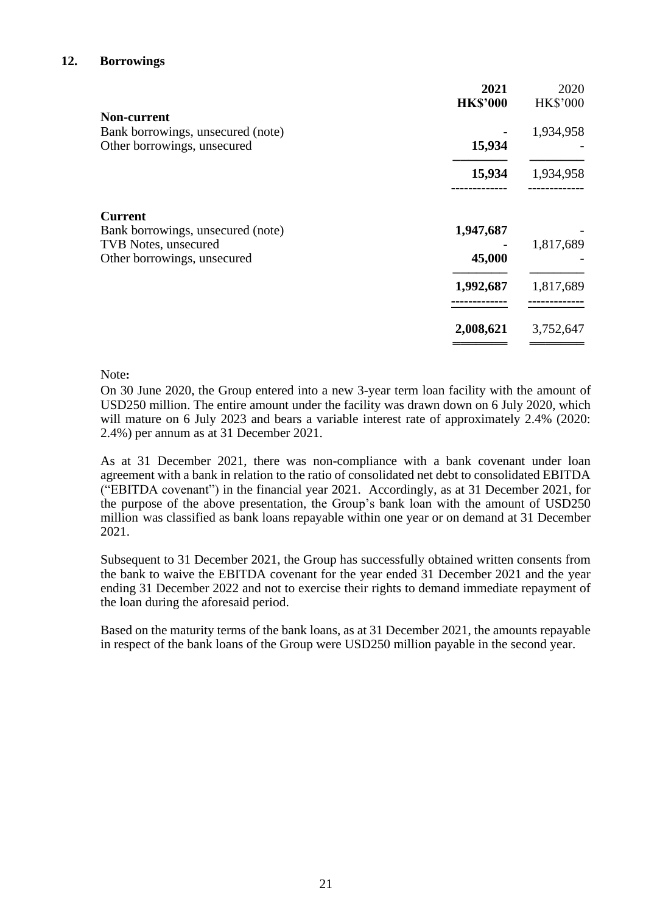## 12. Borrowings

| | 2021 HK$'000 | 2020 HK$'000 |
|---|---|---|
| **Non-current** | | |
| Bank borrowings, unsecured (note) | - | 1,934,958 |
| Other borrowings, unsecured | 15,934 | - |
| | 15,934 | 1,934,958 |
| **Current** | | |
| Bank borrowings, unsecured (note) | 1,947,687 | - |
| TVB Notes, unsecured | - | 1,817,689 |
| Other borrowings, unsecured | 45,000 | - |
| | 1,992,687 | 1,817,689 |
| | 2,008,621 | 3,752,647 |

Note**:**

On 30 June 2020, the Group entered into a new 3-year term loan facility with the amount of USD250 million. The entire amount under the facility was drawn down on 6 July 2020, which will mature on 6 July 2023 and bears a variable interest rate of approximately 2.4% (2020: 2.4%) per annum as at 31 December 2021.

As at 31 December 2021, there was non-compliance with a bank covenant under loan agreement with a bank in relation to the ratio of consolidated net debt to consolidated EBITDA ("EBITDA covenant") in the financial year 2021. Accordingly, as at 31 December 2021, for the purpose of the above presentation, the Group's bank loan with the amount of USD250 million was classified as bank loans repayable within one year or on demand at 31 December 2021.

Subsequent to 31 December 2021, the Group has successfully obtained written consents from the bank to waive the EBITDA covenant for the year ended 31 December 2021 and the year ending 31 December 2022 and not to exercise their rights to demand immediate repayment of the loan during the aforesaid period.

Based on the maturity terms of the bank loans, as at 31 December 2021, the amounts repayable in respect of the bank loans of the Group were USD250 million payable in the second year.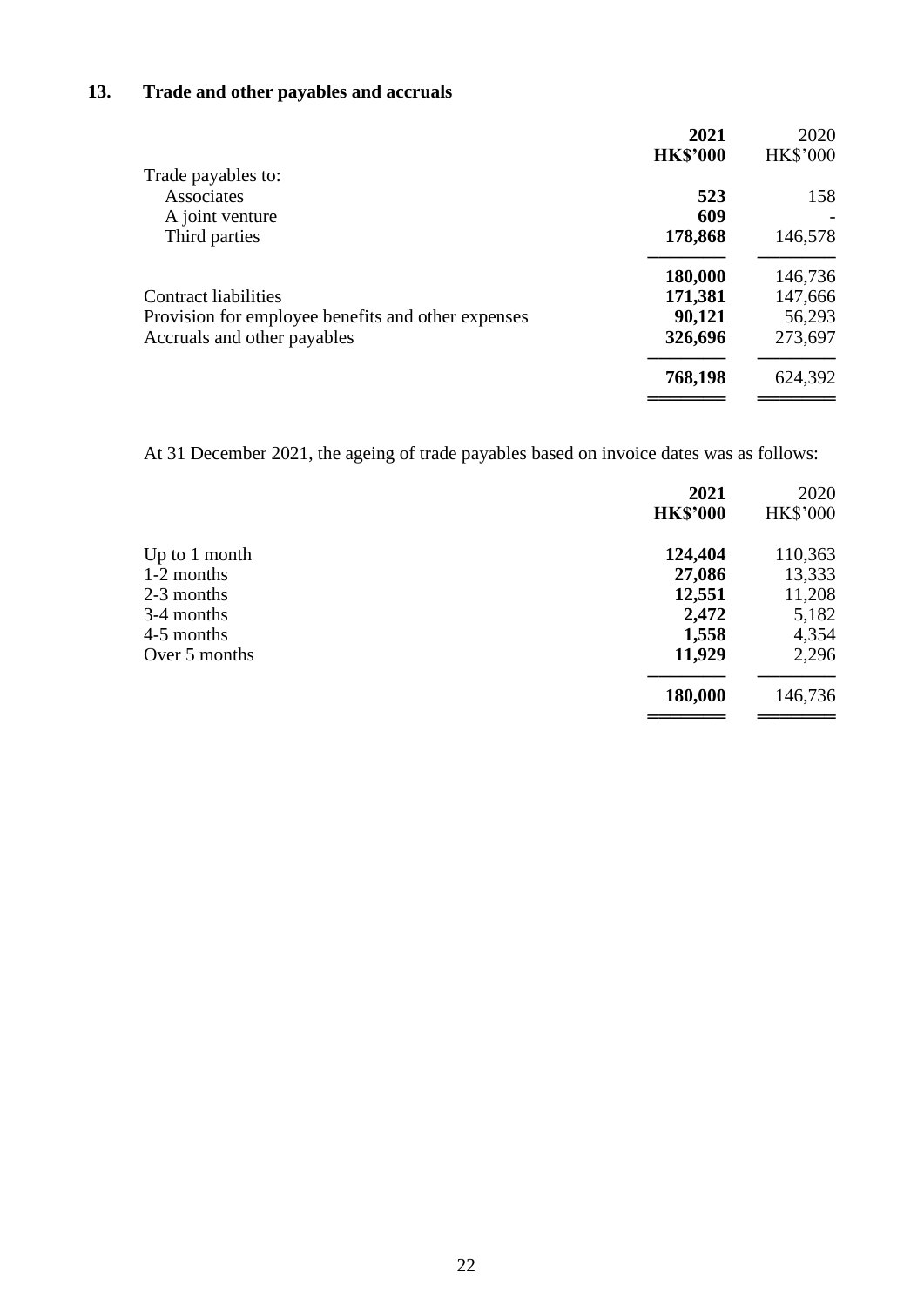## 13. Trade and other payables and accruals

| | **2021** | 2020 |
|---|---|---|
| | **HK$'000** | HK$'000 |
| Trade payables to: | | |
| Associates | **523** | 158 |
| A joint venture | **609** | - |
| Third parties | **178,868** | 146,578 |
| | **180,000** | 146,736 |
| Contract liabilities | **171,381** | 147,666 |
| Provision for employee benefits and other expenses | **90,121** | 56,293 |
| Accruals and other payables | **326,696** | 273,697 |
| | **768,198** | 624,392 |

At 31 December 2021, the ageing of trade payables based on invoice dates was as follows:

| | **2021** | 2020 |
|---|---|---|
| | **HK$'000** | HK$'000 |
| Up to 1 month | **124,404** | 110,363 |
| 1-2 months | **27,086** | 13,333 |
| 2-3 months | **12,551** | 11,208 |
| 3-4 months | **2,472** | 5,182 |
| 4-5 months | **1,558** | 4,354 |
| Over 5 months | **11,929** | 2,296 |
| | **180,000** | 146,736 |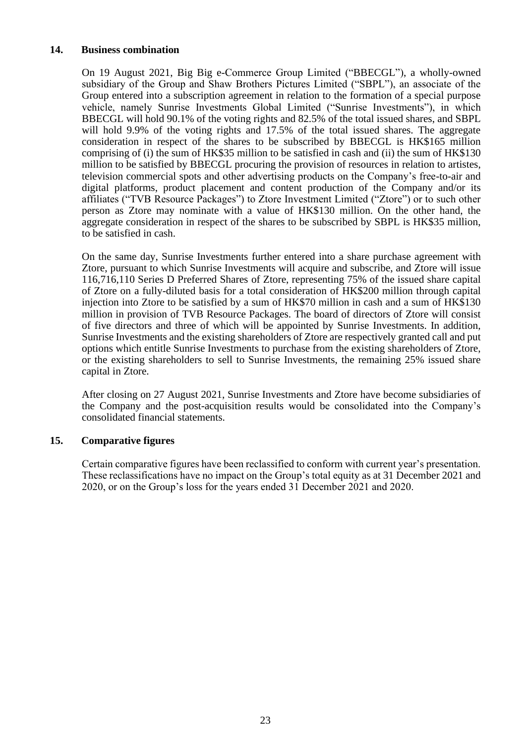## 14. Business combination

On 19 August 2021, Big Big e-Commerce Group Limited ("BBECGL"), a wholly-owned subsidiary of the Group and Shaw Brothers Pictures Limited ("SBPL"), an associate of the Group entered into a subscription agreement in relation to the formation of a special purpose vehicle, namely Sunrise Investments Global Limited ("Sunrise Investments"), in which BBECGL will hold 90.1% of the voting rights and 82.5% of the total issued shares, and SBPL will hold 9.9% of the voting rights and 17.5% of the total issued shares. The aggregate consideration in respect of the shares to be subscribed by BBECGL is HK$165 million comprising of (i) the sum of HK$35 million to be satisfied in cash and (ii) the sum of HK$130 million to be satisfied by BBECGL procuring the provision of resources in relation to artistes, television commercial spots and other advertising products on the Company's free-to-air and digital platforms, product placement and content production of the Company and/or its affiliates ("TVB Resource Packages") to Ztore Investment Limited ("Ztore") or to such other person as Ztore may nominate with a value of HK$130 million. On the other hand, the aggregate consideration in respect of the shares to be subscribed by SBPL is HK$35 million, to be satisfied in cash.

On the same day, Sunrise Investments further entered into a share purchase agreement with Ztore, pursuant to which Sunrise Investments will acquire and subscribe, and Ztore will issue 116,716,110 Series D Preferred Shares of Ztore, representing 75% of the issued share capital of Ztore on a fully-diluted basis for a total consideration of HK$200 million through capital injection into Ztore to be satisfied by a sum of HK$70 million in cash and a sum of HK$130 million in provision of TVB Resource Packages. The board of directors of Ztore will consist of five directors and three of which will be appointed by Sunrise Investments. In addition, Sunrise Investments and the existing shareholders of Ztore are respectively granted call and put options which entitle Sunrise Investments to purchase from the existing shareholders of Ztore, or the existing shareholders to sell to Sunrise Investments, the remaining 25% issued share capital in Ztore.

After closing on 27 August 2021, Sunrise Investments and Ztore have become subsidiaries of the Company and the post-acquisition results would be consolidated into the Company's consolidated financial statements.

## 15. Comparative figures

Certain comparative figures have been reclassified to conform with current year's presentation. These reclassifications have no impact on the Group's total equity as at 31 December 2021 and 2020, or on the Group's loss for the years ended 31 December 2021 and 2020.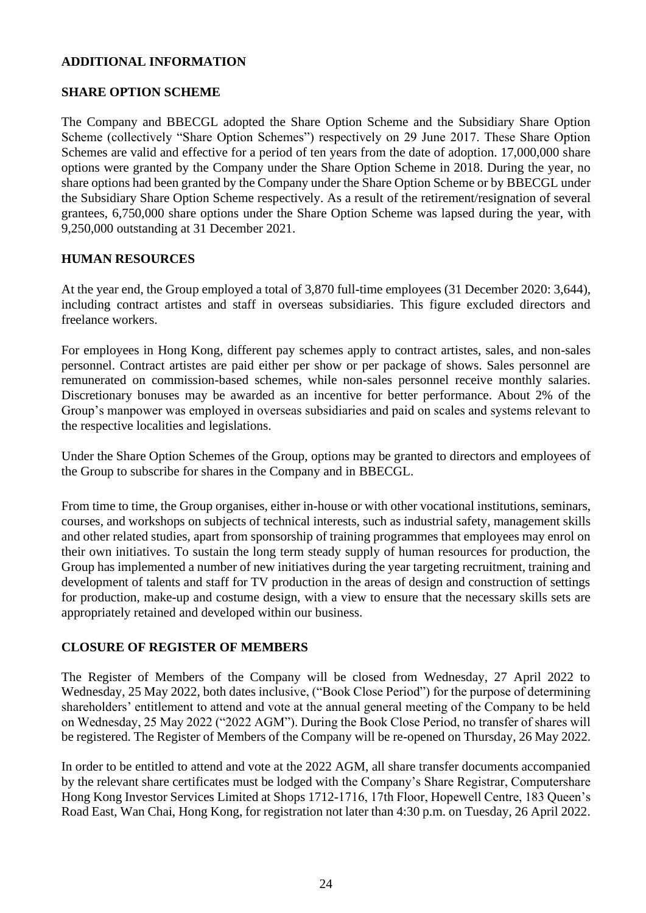## ADDITIONAL INFORMATION

### SHARE OPTION SCHEME

The Company and BBECGL adopted the Share Option Scheme and the Subsidiary Share Option Scheme (collectively "Share Option Schemes") respectively on 29 June 2017. These Share Option Schemes are valid and effective for a period of ten years from the date of adoption. 17,000,000 share options were granted by the Company under the Share Option Scheme in 2018. During the year, no share options had been granted by the Company under the Share Option Scheme or by BBECGL under the Subsidiary Share Option Scheme respectively. As a result of the retirement/resignation of several grantees, 6,750,000 share options under the Share Option Scheme was lapsed during the year, with 9,250,000 outstanding at 31 December 2021.

### HUMAN RESOURCES

At the year end, the Group employed a total of 3,870 full-time employees (31 December 2020: 3,644), including contract artistes and staff in overseas subsidiaries. This figure excluded directors and freelance workers.

For employees in Hong Kong, different pay schemes apply to contract artistes, sales, and non-sales personnel. Contract artistes are paid either per show or per package of shows. Sales personnel are remunerated on commission-based schemes, while non-sales personnel receive monthly salaries. Discretionary bonuses may be awarded as an incentive for better performance. About 2% of the Group's manpower was employed in overseas subsidiaries and paid on scales and systems relevant to the respective localities and legislations.

Under the Share Option Schemes of the Group, options may be granted to directors and employees of the Group to subscribe for shares in the Company and in BBECGL.

From time to time, the Group organises, either in-house or with other vocational institutions, seminars, courses, and workshops on subjects of technical interests, such as industrial safety, management skills and other related studies, apart from sponsorship of training programmes that employees may enrol on their own initiatives. To sustain the long term steady supply of human resources for production, the Group has implemented a number of new initiatives during the year targeting recruitment, training and development of talents and staff for TV production in the areas of design and construction of settings for production, make-up and costume design, with a view to ensure that the necessary skills sets are appropriately retained and developed within our business.

### CLOSURE OF REGISTER OF MEMBERS

The Register of Members of the Company will be closed from Wednesday, 27 April 2022 to Wednesday, 25 May 2022, both dates inclusive, ("Book Close Period") for the purpose of determining shareholders' entitlement to attend and vote at the annual general meeting of the Company to be held on Wednesday, 25 May 2022 ("2022 AGM"). During the Book Close Period, no transfer of shares will be registered. The Register of Members of the Company will be re-opened on Thursday, 26 May 2022.

In order to be entitled to attend and vote at the 2022 AGM, all share transfer documents accompanied by the relevant share certificates must be lodged with the Company's Share Registrar, Computershare Hong Kong Investor Services Limited at Shops 1712-1716, 17th Floor, Hopewell Centre, 183 Queen's Road East, Wan Chai, Hong Kong, for registration not later than 4:30 p.m. on Tuesday, 26 April 2022.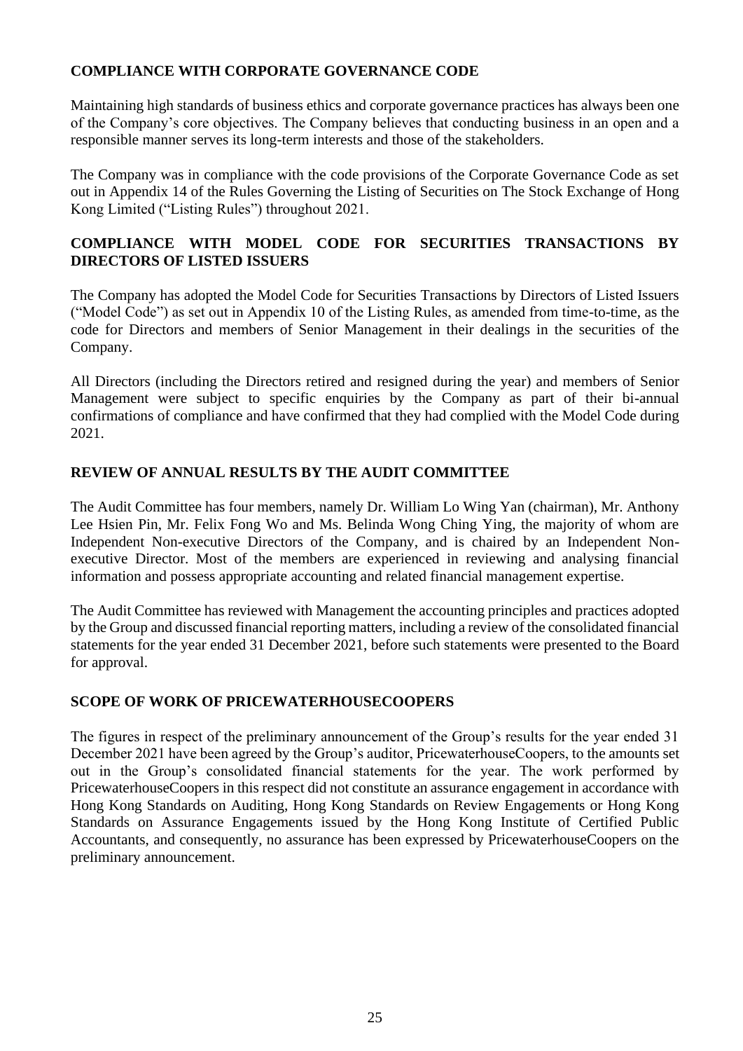## COMPLIANCE WITH CORPORATE GOVERNANCE CODE

Maintaining high standards of business ethics and corporate governance practices has always been one of the Company's core objectives. The Company believes that conducting business in an open and a responsible manner serves its long-term interests and those of the stakeholders.

The Company was in compliance with the code provisions of the Corporate Governance Code as set out in Appendix 14 of the Rules Governing the Listing of Securities on The Stock Exchange of Hong Kong Limited ("Listing Rules") throughout 2021.

## COMPLIANCE WITH MODEL CODE FOR SECURITIES TRANSACTIONS BY DIRECTORS OF LISTED ISSUERS

The Company has adopted the Model Code for Securities Transactions by Directors of Listed Issuers ("Model Code") as set out in Appendix 10 of the Listing Rules, as amended from time-to-time, as the code for Directors and members of Senior Management in their dealings in the securities of the Company.

All Directors (including the Directors retired and resigned during the year) and members of Senior Management were subject to specific enquiries by the Company as part of their bi-annual confirmations of compliance and have confirmed that they had complied with the Model Code during 2021.

## REVIEW OF ANNUAL RESULTS BY THE AUDIT COMMITTEE

The Audit Committee has four members, namely Dr. William Lo Wing Yan (chairman), Mr. Anthony Lee Hsien Pin, Mr. Felix Fong Wo and Ms. Belinda Wong Ching Ying, the majority of whom are Independent Non-executive Directors of the Company, and is chaired by an Independent Non-executive Director. Most of the members are experienced in reviewing and analysing financial information and possess appropriate accounting and related financial management expertise.

The Audit Committee has reviewed with Management the accounting principles and practices adopted by the Group and discussed financial reporting matters, including a review of the consolidated financial statements for the year ended 31 December 2021, before such statements were presented to the Board for approval.

## SCOPE OF WORK OF PRICEWATERHOUSECOOPERS

The figures in respect of the preliminary announcement of the Group's results for the year ended 31 December 2021 have been agreed by the Group's auditor, PricewaterhouseCoopers, to the amounts set out in the Group's consolidated financial statements for the year. The work performed by PricewaterhouseCoopers in this respect did not constitute an assurance engagement in accordance with Hong Kong Standards on Auditing, Hong Kong Standards on Review Engagements or Hong Kong Standards on Assurance Engagements issued by the Hong Kong Institute of Certified Public Accountants, and consequently, no assurance has been expressed by PricewaterhouseCoopers on the preliminary announcement.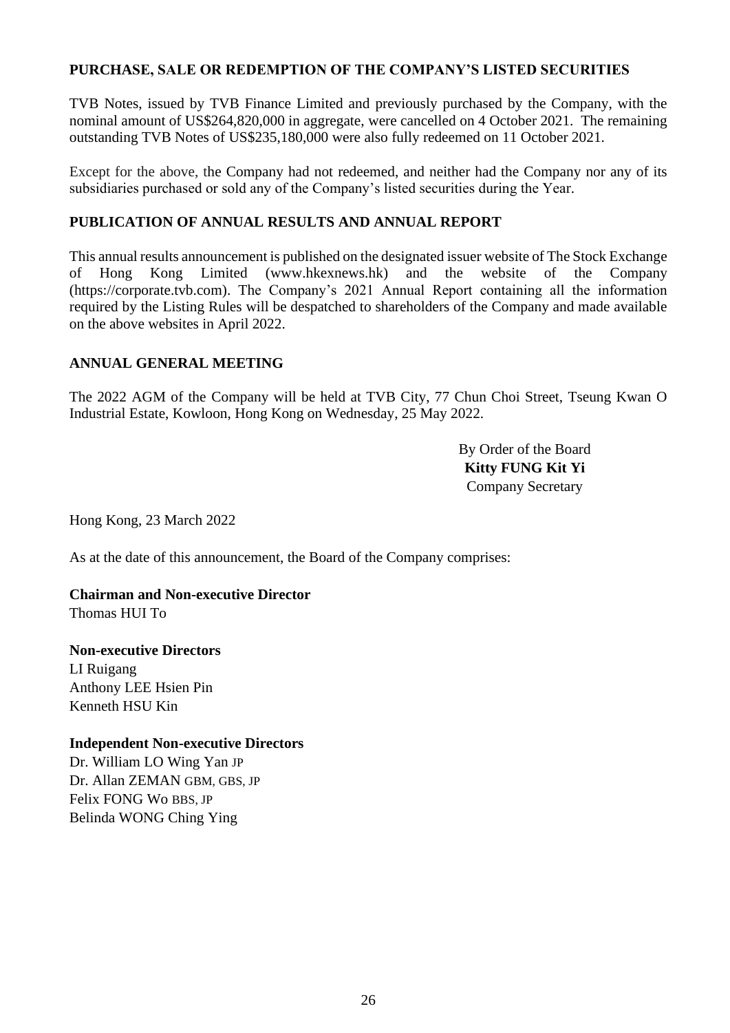## PURCHASE, SALE OR REDEMPTION OF THE COMPANY'S LISTED SECURITIES

TVB Notes, issued by TVB Finance Limited and previously purchased by the Company, with the nominal amount of US$264,820,000 in aggregate, were cancelled on 4 October 2021. The remaining outstanding TVB Notes of US$235,180,000 were also fully redeemed on 11 October 2021.

Except for the above, the Company had not redeemed, and neither had the Company nor any of its subsidiaries purchased or sold any of the Company's listed securities during the Year.

## PUBLICATION OF ANNUAL RESULTS AND ANNUAL REPORT

This annual results announcement is published on the designated issuer website of The Stock Exchange of Hong Kong Limited (www.hkexnews.hk) and the website of the Company (https://corporate.tvb.com). The Company's 2021 Annual Report containing all the information required by the Listing Rules will be despatched to shareholders of the Company and made available on the above websites in April 2022.

## ANNUAL GENERAL MEETING

The 2022 AGM of the Company will be held at TVB City, 77 Chun Choi Street, Tseung Kwan O Industrial Estate, Kowloon, Hong Kong on Wednesday, 25 May 2022.

By Order of the Board
**Kitty FUNG Kit Yi**
Company Secretary

Hong Kong, 23 March 2022

As at the date of this announcement, the Board of the Company comprises:

**Chairman and Non-executive Director**
Thomas HUI To

**Non-executive Directors**
LI Ruigang
Anthony LEE Hsien Pin
Kenneth HSU Kin

**Independent Non-executive Directors**
Dr. William LO Wing Yan JP
Dr. Allan ZEMAN GBM, GBS, JP
Felix FONG Wo BBS, JP
Belinda WONG Ching Ying